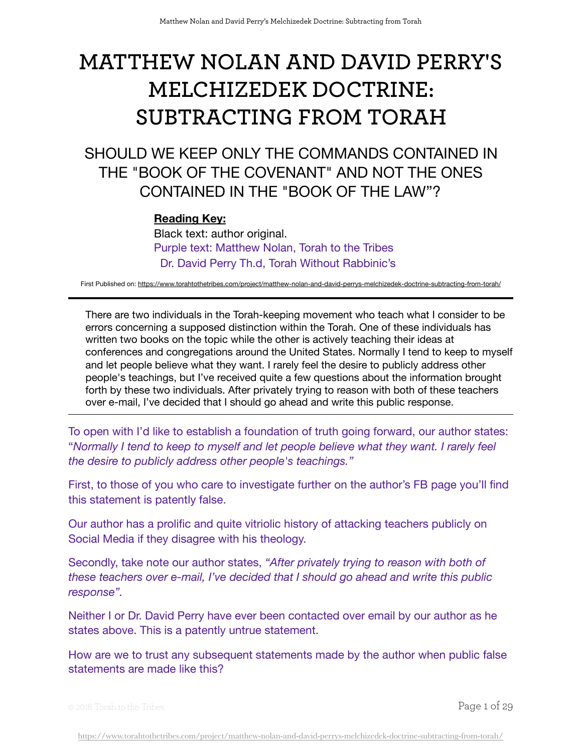# MATTHEW NOLAN AND DAVID PERRY'S MELCHIZEDEK DOCTRINE: SUBTRACTING FROM TORAH

## SHOULD WE KEEP ONLY THE COMMANDS CONTAINED IN THE "BOOK OF THE COVENANT" AND NOT THE ONES CONTAINED IN THE "BOOK OF THE LAW"?

**Reading Key:**
Black text: author original.
Purple text: Matthew Nolan, Torah to the Tribes
Dr. David Perry Th.d, Torah Without Rabbinic's

First Published on: https://www.torahtothetribes.com/project/matthew-nolan-and-david-perrys-melchizedek-doctrine-subtracting-from-torah/

---

There are two individuals in the Torah-keeping movement who teach what I consider to be errors concerning a supposed distinction within the Torah. One of these individuals has written two books on the topic while the other is actively teaching their ideas at conferences and congregations around the United States. Normally I tend to keep to myself and let people believe what they want. I rarely feel the desire to publicly address other people's teachings, but I've received quite a few questions about the information brought forth by these two individuals. After privately trying to reason with both of these teachers over e-mail, I've decided that I should go ahead and write this public response.

---

To open with I'd like to establish a foundation of truth going forward, our author states: "*Normally I tend to keep to myself and let people believe what they want. I rarely feel the desire to publicly address other people's teachings."*

First, to those of you who care to investigate further on the author's FB page you'll find this statement is patently false.

Our author has a prolific and quite vitriolic history of attacking teachers publicly on Social Media if they disagree with his theology.

Secondly, take note our author states, *"After privately trying to reason with both of these teachers over e-mail, I've decided that I should go ahead and write this public response".*

Neither I or Dr. David Perry have ever been contacted over email by our author as he states above. This is a patently untrue statement.

How are we to trust any subsequent statements made by the author when public false statements are made like this?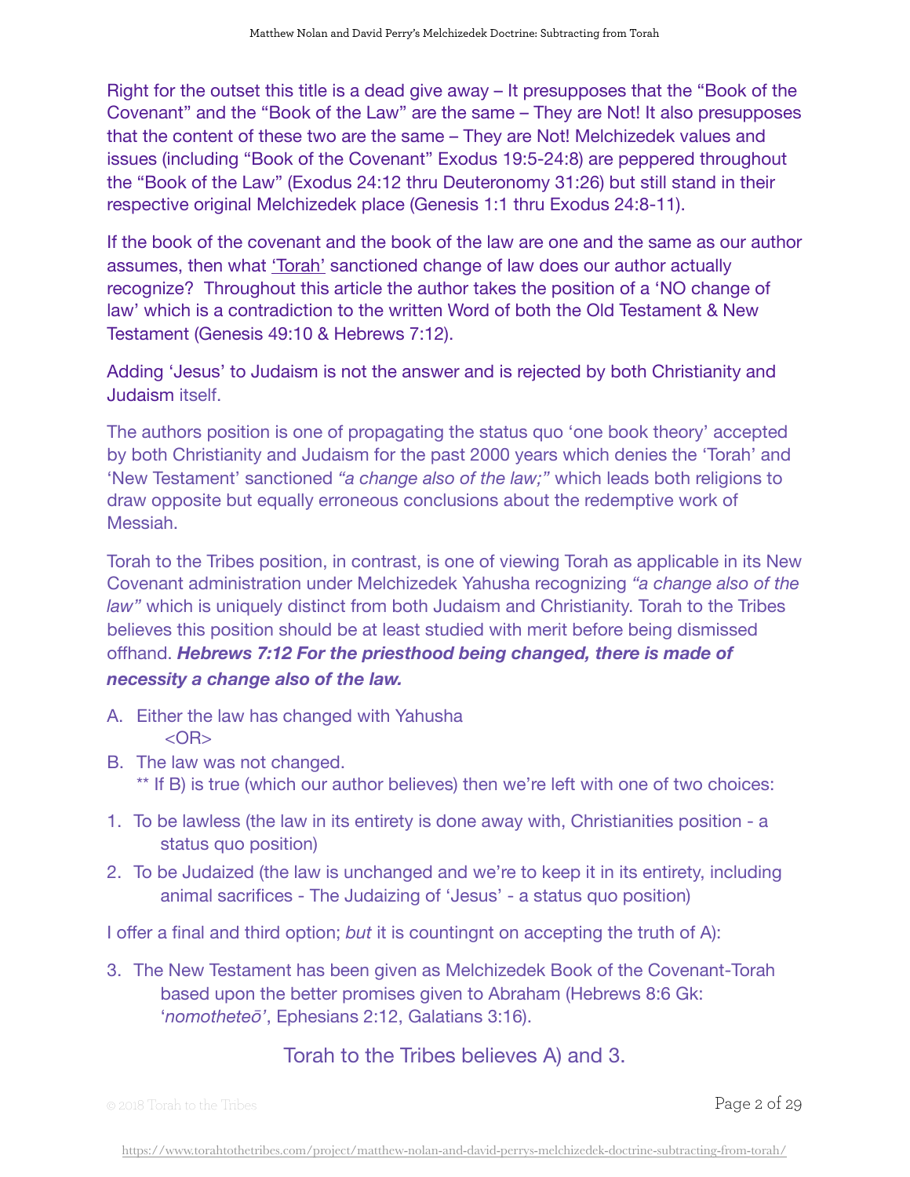Right for the outset this title is a dead give away – It presupposes that the “Book of the Covenant” and the “Book of the Law” are the same – They are Not! It also presupposes that the content of these two are the same – They are Not! Melchizedek values and issues (including “Book of the Covenant” Exodus 19:5-24:8) are peppered throughout the “Book of the Law” (Exodus 24:12 thru Deuteronomy 31:26) but still stand in their respective original Melchizedek place (Genesis 1:1 thru Exodus 24:8-11).

If the book of the covenant and the book of the law are one and the same as our author assumes, then what 'Torah' sanctioned change of law does our author actually recognize? Throughout this article the author takes the position of a 'NO change of law' which is a contradiction to the written Word of both the Old Testament & New Testament (Genesis 49:10 & Hebrews 7:12).

Adding 'Jesus' to Judaism is not the answer and is rejected by both Christianity and Judaism itself.

The authors position is one of propagating the status quo 'one book theory' accepted by both Christianity and Judaism for the past 2000 years which denies the 'Torah' and 'New Testament' sanctioned *“a change also of the law;”* which leads both religions to draw opposite but equally erroneous conclusions about the redemptive work of Messiah.

Torah to the Tribes position, in contrast, is one of viewing Torah as applicable in its New Covenant administration under Melchizedek Yahusha recognizing *“a change also of the law”* which is uniquely distinct from both Judaism and Christianity. Torah to the Tribes believes this position should be at least studied with merit before being dismissed offhand. ***Hebrews 7:12 For the priesthood being changed, there is made of necessity a change also of the law.***

A. Either the law has changed with Yahusha
   <OR>
B. The law was not changed.
   ** If B) is true (which our author believes) then we're left with one of two choices:

1. To be lawless (the law in its entirety is done away with, Christianities position - a status quo position)
2. To be Judaized (the law is unchanged and we're to keep it in its entirety, including animal sacrifices - The Judaizing of 'Jesus' - a status quo position)

I offer a final and third option; *but* it is countingnt on accepting the truth of A):

3. The New Testament has been given as Melchizedek Book of the Covenant-Torah based upon the better promises given to Abraham (Hebrews 8:6 Gk: '*nomotheteō'*, Ephesians 2:12, Galatians 3:16).

Torah to the Tribes believes A) and 3.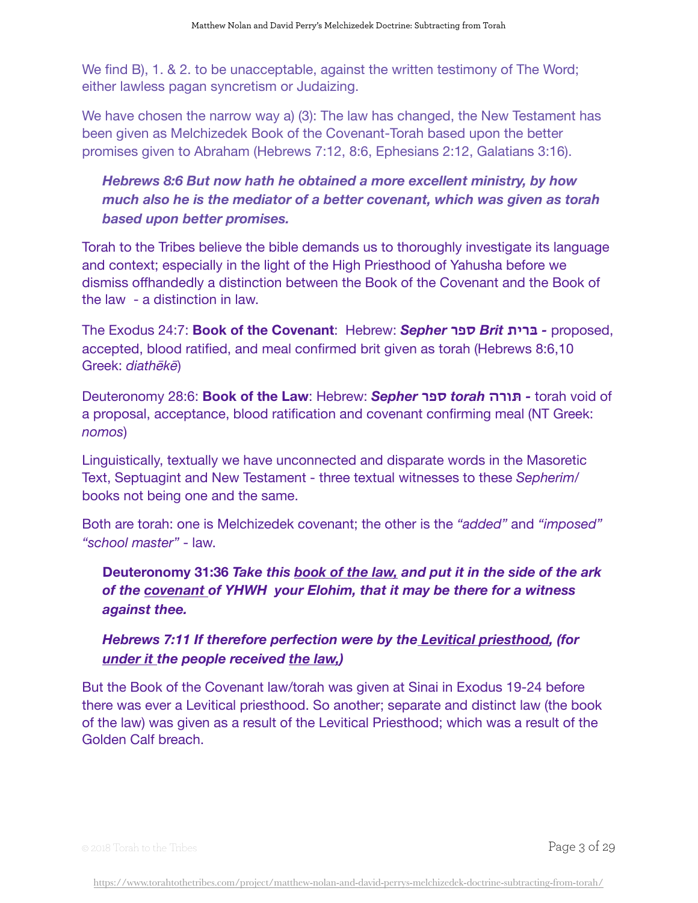We find B), 1. & 2. to be unacceptable, against the written testimony of The Word; either lawless pagan syncretism or Judaizing.

We have chosen the narrow way a) (3): The law has changed, the New Testament has been given as Melchizedek Book of the Covenant-Torah based upon the better promises given to Abraham (Hebrews 7:12, 8:6, Ephesians 2:12, Galatians 3:16).

> ***Hebrews 8:6 But now hath he obtained a more excellent ministry, by how much also he is the mediator of a better covenant, which was given as torah based upon better promises.***

Torah to the Tribes believe the bible demands us to thoroughly investigate its language and context; especially in the light of the High Priesthood of Yahusha before we dismiss offhandedly a distinction between the Book of the Covenant and the Book of the law - a distinction in law.

The Exodus 24:7: **Book of the Covenant**: Hebrew: ***Sepher* ספר *Brit* ברית -** proposed, accepted, blood ratified, and meal confirmed brit given as torah (Hebrews 8:6,10 Greek: *diathēkē*)

Deuteronomy 28:6: **Book of the Law**: Hebrew: ***Sepher* ספר *torah* תורה -** torah void of a proposal, acceptance, blood ratification and covenant confirming meal (NT Greek: *nomos*)

Linguistically, textually we have unconnected and disparate words in the Masoretic Text, Septuagint and New Testament - three textual witnesses to these *Sepherim*/ books not being one and the same.

Both are torah: one is Melchizedek covenant; the other is the *"added"* and *"imposed" "school master"* - law.

> **Deuteronomy 31:36** ***Take this <u>book of the law,</u> and put it in the side of the ark of the <u>covenant</u> of YHWH your Elohim, that it may be there for a witness against thee.***

> ***Hebrews 7:11 If therefore perfection were by the <u>Levitical priesthood</u>, (for <u>under it</u> the people received <u>the law,</u>)***

But the Book of the Covenant law/torah was given at Sinai in Exodus 19-24 before there was ever a Levitical priesthood. So another; separate and distinct law (the book of the law) was given as a result of the Levitical Priesthood; which was a result of the Golden Calf breach.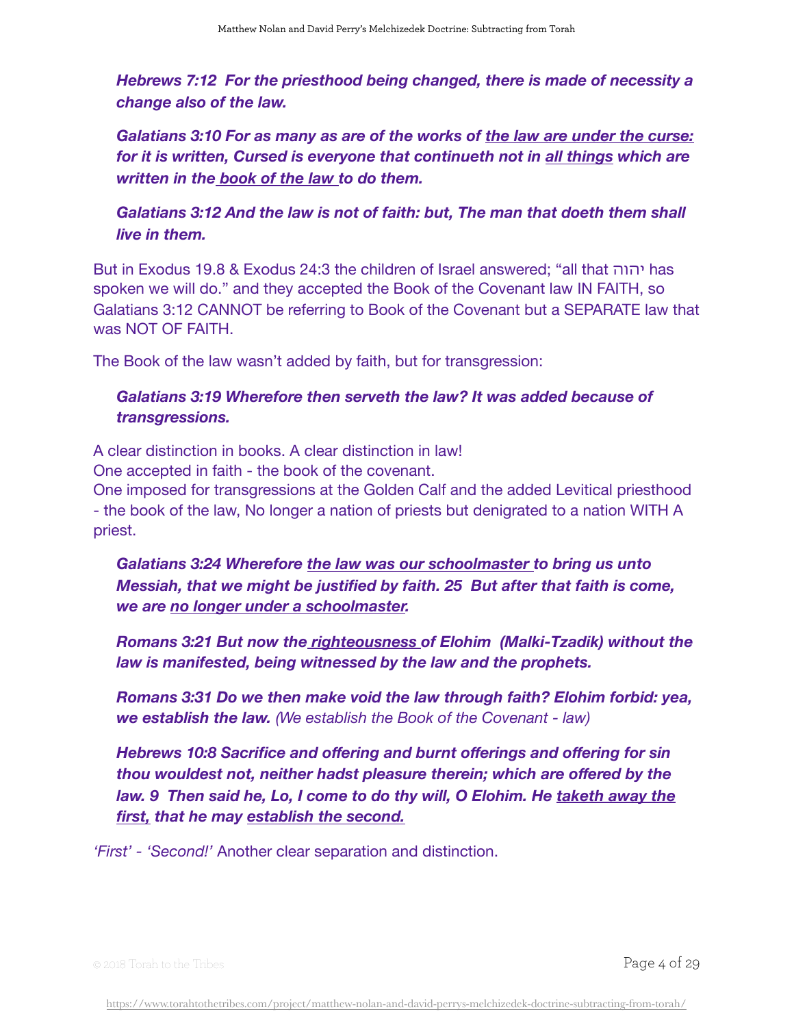***Hebrews 7:12 For the priesthood being changed, there is made of necessity a change also of the law.***

***Galatians 3:10 For as many as are of the works of <u>the law are under the curse:</u> for it is written, Cursed is everyone that continueth not in <u>all things</u> which are written in the <u>book of the law</u> to do them.***

***Galatians 3:12 And the law is not of faith: but, The man that doeth them shall live in them.***

But in Exodus 19.8 & Exodus 24:3 the children of Israel answered; "all that יהוה has spoken we will do." and they accepted the Book of the Covenant law IN FAITH, so Galatians 3:12 CANNOT be referring to Book of the Covenant but a SEPARATE law that was NOT OF FAITH.

The Book of the law wasn't added by faith, but for transgression:

***Galatians 3:19 Wherefore then serveth the law? It was added because of transgressions.***

A clear distinction in books. A clear distinction in law!
One accepted in faith - the book of the covenant.
One imposed for transgressions at the Golden Calf and the added Levitical priesthood - the book of the law, No longer a nation of priests but denigrated to a nation WITH A priest.

***Galatians 3:24 Wherefore <u>the law was our schoolmaster</u> to bring us unto Messiah, that we might be justified by faith. 25 But after that faith is come, we are <u>no longer under a schoolmaster.</u>***

***Romans 3:21 But now the <u>righteousness</u> of Elohim (Malki-Tzadik) without the law is manifested, being witnessed by the law and the prophets.***

***Romans 3:31 Do we then make void the law through faith? Elohim forbid: yea, we establish the law.*** *(We establish the Book of the Covenant - law)*

***Hebrews 10:8 Sacrifice and offering and burnt offerings and offering for sin thou wouldest not, neither hadst pleasure therein; which are offered by the law. 9 Then said he, Lo, I come to do thy will, O Elohim. He <u>taketh away the first,</u> that he may <u>establish the second.</u>***

*'First' - 'Second!'* Another clear separation and distinction.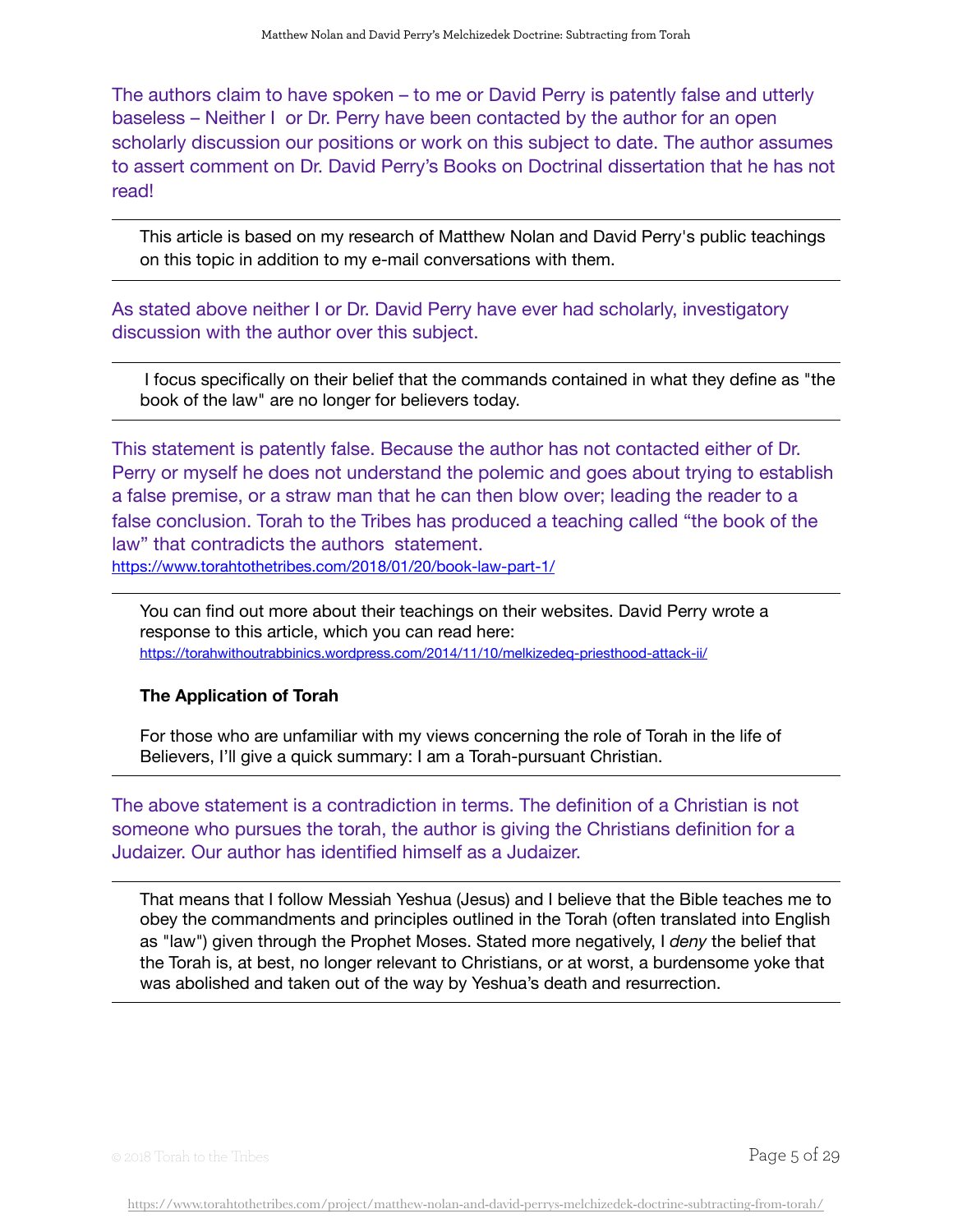The authors claim to have spoken – to me or David Perry is patently false and utterly baseless – Neither I or Dr. Perry have been contacted by the author for an open scholarly discussion our positions or work on this subject to date. The author assumes to assert comment on Dr. David Perry's Books on Doctrinal dissertation that he has not read!

---

> This article is based on my research of Matthew Nolan and David Perry's public teachings on this topic in addition to my e-mail conversations with them.

---

As stated above neither I or Dr. David Perry have ever had scholarly, investigatory discussion with the author over this subject.

---

> I focus specifically on their belief that the commands contained in what they define as "the book of the law" are no longer for believers today.

---

This statement is patently false. Because the author has not contacted either of Dr. Perry or myself he does not understand the polemic and goes about trying to establish a false premise, or a straw man that he can then blow over; leading the reader to a false conclusion. Torah to the Tribes has produced a teaching called "the book of the law" that contradicts the authors statement.
https://www.torahtothetribes.com/2018/01/20/book-law-part-1/

---

> You can find out more about their teachings on their websites. David Perry wrote a response to this article, which you can read here:
> https://torahwithoutrabbinics.wordpress.com/2014/11/10/melkizedeq-priesthood-attack-ii/
>
> **The Application of Torah**
>
> For those who are unfamiliar with my views concerning the role of Torah in the life of Believers, I'll give a quick summary: I am a Torah-pursuant Christian.

---

The above statement is a contradiction in terms. The definition of a Christian is not someone who pursues the torah, the author is giving the Christians definition for a Judaizer. Our author has identified himself as a Judaizer.

---

> That means that I follow Messiah Yeshua (Jesus) and I believe that the Bible teaches me to obey the commandments and principles outlined in the Torah (often translated into English as "law") given through the Prophet Moses. Stated more negatively, I *deny* the belief that the Torah is, at best, no longer relevant to Christians, or at worst, a burdensome yoke that was abolished and taken out of the way by Yeshua's death and resurrection.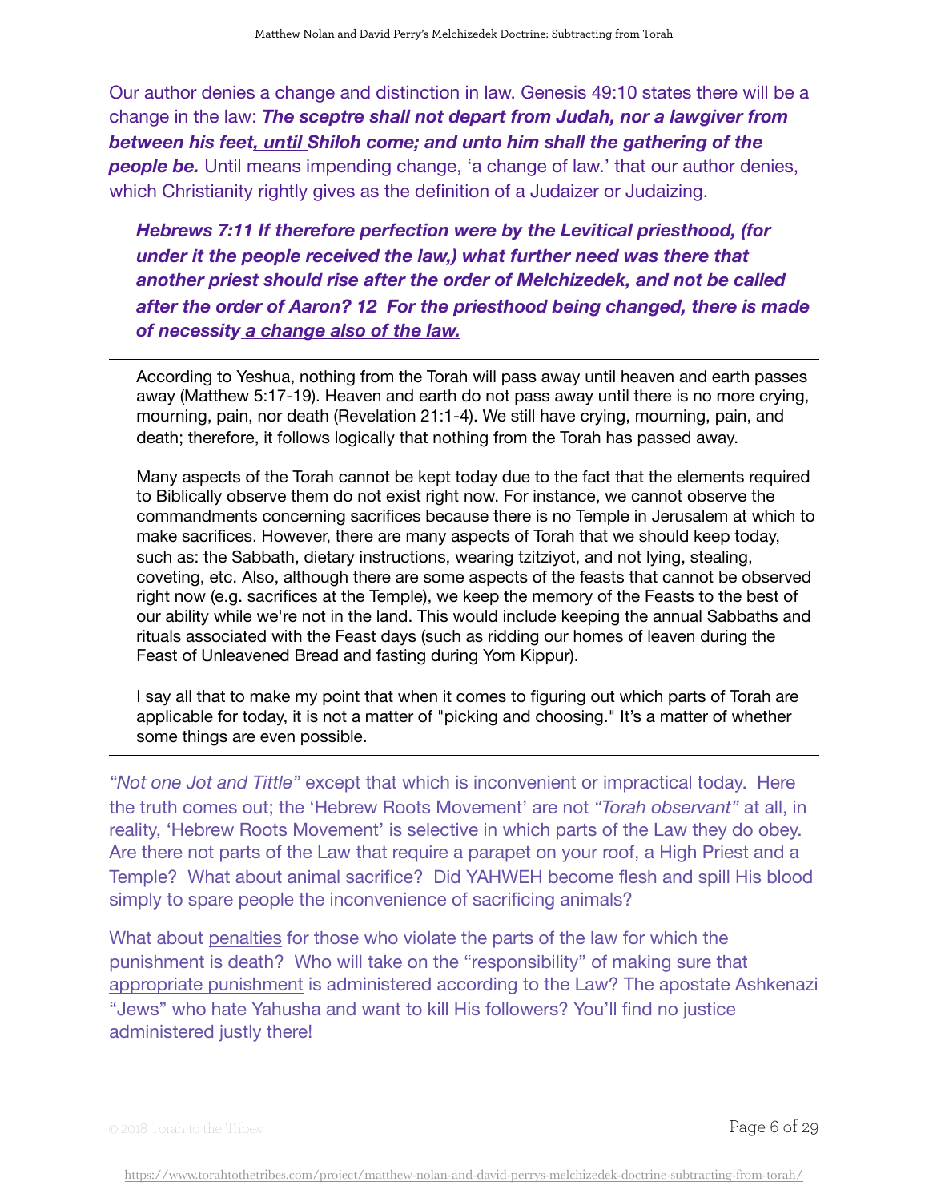Our author denies a change and distinction in law. Genesis 49:10 states there will be a change in the law: ***The sceptre shall not depart from Judah, nor a lawgiver from between his feet, until Shiloh come; and unto him shall the gathering of the people be.*** Until means impending change, 'a change of law.' that our author denies, which Christianity rightly gives as the definition of a Judaizer or Judaizing.

> ***Hebrews 7:11 If therefore perfection were by the Levitical priesthood, (for under it the people received the law,) what further need was there that another priest should rise after the order of Melchizedek, and not be called after the order of Aaron? 12 For the priesthood being changed, there is made of necessity a change also of the law.***

---

> According to Yeshua, nothing from the Torah will pass away until heaven and earth passes away (Matthew 5:17-19). Heaven and earth do not pass away until there is no more crying, mourning, pain, nor death (Revelation 21:1-4). We still have crying, mourning, pain, and death; therefore, it follows logically that nothing from the Torah has passed away.
>
> Many aspects of the Torah cannot be kept today due to the fact that the elements required to Biblically observe them do not exist right now. For instance, we cannot observe the commandments concerning sacrifices because there is no Temple in Jerusalem at which to make sacrifices. However, there are many aspects of Torah that we should keep today, such as: the Sabbath, dietary instructions, wearing tzitziyot, and not lying, stealing, coveting, etc. Also, although there are some aspects of the feasts that cannot be observed right now (e.g. sacrifices at the Temple), we keep the memory of the Feasts to the best of our ability while we're not in the land. This would include keeping the annual Sabbaths and rituals associated with the Feast days (such as ridding our homes of leaven during the Feast of Unleavened Bread and fasting during Yom Kippur).
>
> I say all that to make my point that when it comes to figuring out which parts of Torah are applicable for today, it is not a matter of "picking and choosing." It's a matter of whether some things are even possible.

---

*"Not one Jot and Tittle"* except that which is inconvenient or impractical today. Here the truth comes out; the 'Hebrew Roots Movement' are not *"Torah observant"* at all, in reality, 'Hebrew Roots Movement' is selective in which parts of the Law they do obey. Are there not parts of the Law that require a parapet on your roof, a High Priest and a Temple? What about animal sacrifice? Did YAHWEH become flesh and spill His blood simply to spare people the inconvenience of sacrificing animals?

What about penalties for those who violate the parts of the law for which the punishment is death? Who will take on the "responsibility" of making sure that appropriate punishment is administered according to the Law? The apostate Ashkenazi "Jews" who hate Yahusha and want to kill His followers? You'll find no justice administered justly there!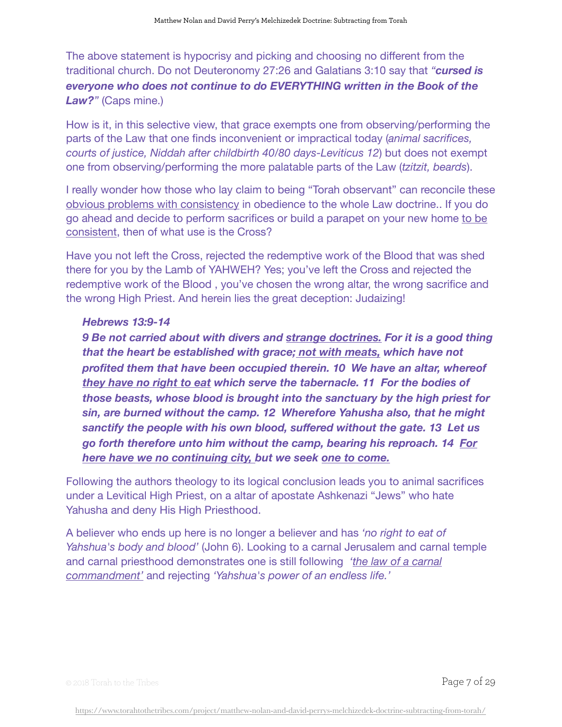The above statement is hypocrisy and picking and choosing no different from the traditional church. Do not Deuteronomy 27:26 and Galatians 3:10 say that *"**cursed is everyone who does not continue to do EVERYTHING written in the Book of the Law?**"* (Caps mine.)

How is it, in this selective view, that grace exempts one from observing/performing the parts of the Law that one finds inconvenient or impractical today (*animal sacrifices, courts of justice, Niddah after childbirth 40/80 days-Leviticus 12*) but does not exempt one from observing/performing the more palatable parts of the Law (*tzitzit, beards*).

I really wonder how those who lay claim to being "Torah observant" can reconcile these <u>obvious problems with consistency</u> in obedience to the whole Law doctrine.. If you do go ahead and decide to perform sacrifices or build a parapet on your new home <u>to be consistent</u>, then of what use is the Cross?

Have you not left the Cross, rejected the redemptive work of the Blood that was shed there for you by the Lamb of YAHWEH? Yes; you've left the Cross and rejected the redemptive work of the Blood , you've chosen the wrong altar, the wrong sacrifice and the wrong High Priest. And herein lies the great deception: Judaizing!

> ***Hebrews 13:9-14***
> ***9 Be not carried about with divers and <u>strange doctrines.</u> For it is a good thing that the heart be established with grace<u>; not with meats,</u> which have not profited them that have been occupied therein. 10 We have an altar, whereof <u>they have no right to eat</u> which serve the tabernacle. 11 For the bodies of those beasts, whose blood is brought into the sanctuary by the high priest for sin, are burned without the camp. 12 Wherefore Yahusha also, that he might sanctify the people with his own blood, suffered without the gate. 13 Let us go forth therefore unto him without the camp, bearing his reproach. 14 <u>For here have we no continuing city,</u> but we seek <u>one to come.</u>***

Following the authors theology to its logical conclusion leads you to animal sacrifices under a Levitical High Priest, on a altar of apostate Ashkenazi "Jews" who hate Yahusha and deny His High Priesthood.

A believer who ends up here is no longer a believer and has *'no right to eat of Yahshua's body and blood'* (John 6). Looking to a carnal Jerusalem and carnal temple and carnal priesthood demonstrates one is still following *'<u>the law of a carnal commandment</u>'* and rejecting *'Yahshua's power of an endless life.'*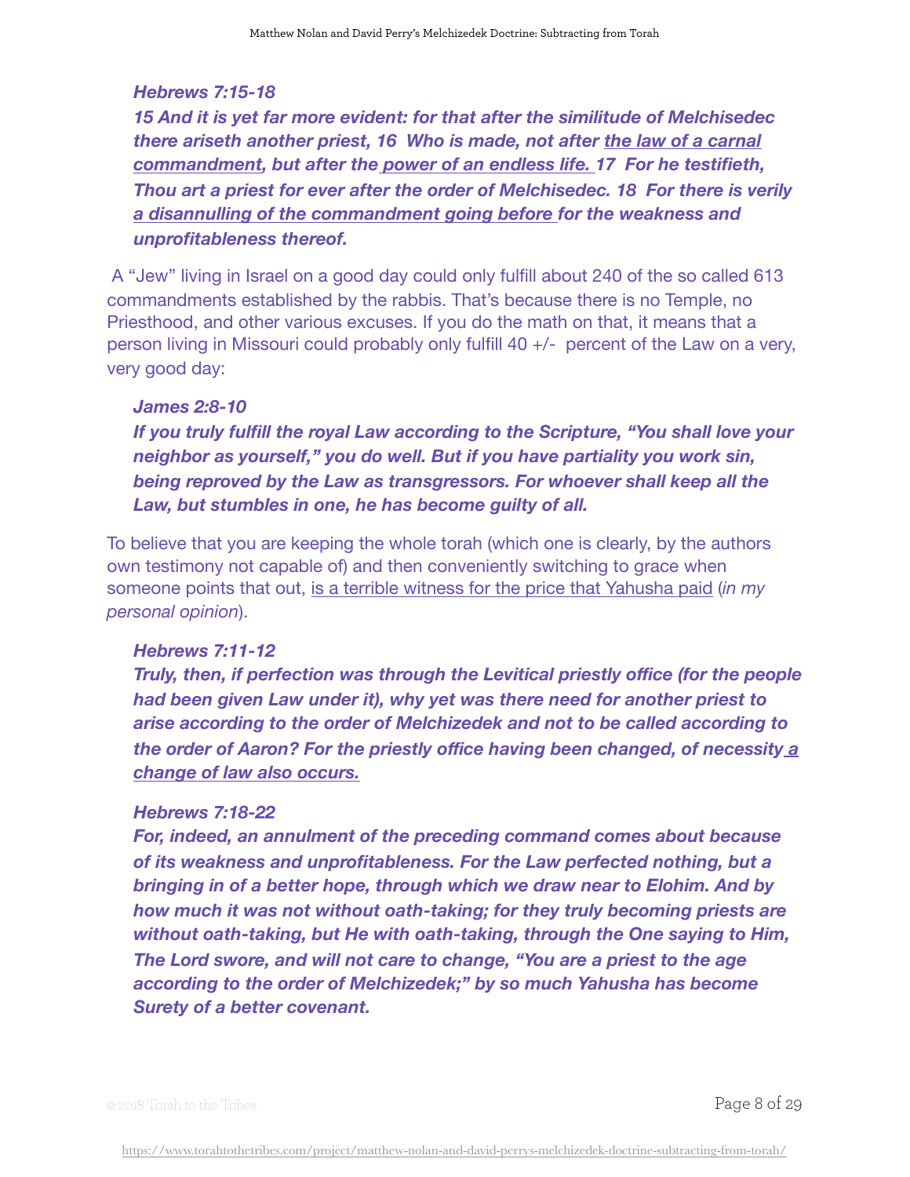***Hebrews 7:15-18***

***15 And it is yet far more evident: for that after the similitude of Melchisedec there ariseth another priest, 16 Who is made, not after <u>the law of a carnal commandment</u>, but after the <u>power of an endless life.</u> 17 For he testifieth, Thou art a priest for ever after the order of Melchisedec. 18 For there is verily <u>a disannulling of the commandment going before</u> for the weakness and unprofitableness thereof.***

A "Jew" living in Israel on a good day could only fulfill about 240 of the so called 613 commandments established by the rabbis. That's because there is no Temple, no Priesthood, and other various excuses. If you do the math on that, it means that a person living in Missouri could probably only fulfill 40 +/- percent of the Law on a very, very good day:

***James 2:8-10***

***If you truly fulfill the royal Law according to the Scripture, "You shall love your neighbor as yourself," you do well. But if you have partiality you work sin, being reproved by the Law as transgressors. For whoever shall keep all the Law, but stumbles in one, he has become guilty of all.***

To believe that you are keeping the whole torah (which one is clearly, by the authors own testimony not capable of) and then conveniently switching to grace when someone points that out, <u>is a terrible witness for the price that Yahusha paid</u> (*in my personal opinion*).

***Hebrews 7:11-12***

***Truly, then, if perfection was through the Levitical priestly office (for the people had been given Law under it), why yet was there need for another priest to arise according to the order of Melchizedek and not to be called according to the order of Aaron? For the priestly office having been changed, of necessity <u>a change of law also occurs.</u>***

***Hebrews 7:18-22***

***For, indeed, an annulment of the preceding command comes about because of its weakness and unprofitableness. For the Law perfected nothing, but a bringing in of a better hope, through which we draw near to Elohim. And by how much it was not without oath-taking; for they truly becoming priests are without oath-taking, but He with oath-taking, through the One saying to Him, The Lord swore, and will not care to change, "You are a priest to the age according to the order of Melchizedek;" by so much Yahusha has become Surety of a better covenant.***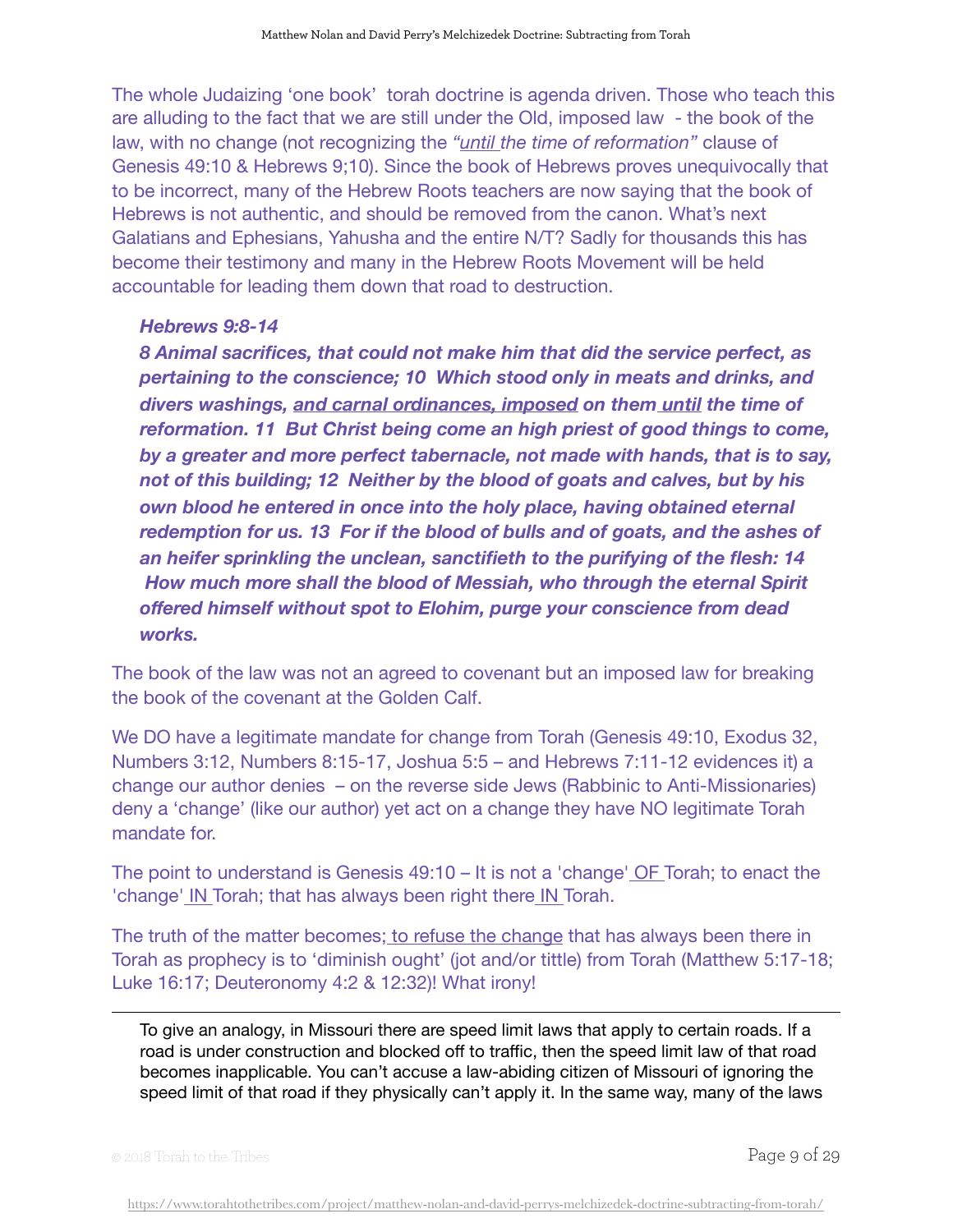The whole Judaizing 'one book' torah doctrine is agenda driven. Those who teach this are alluding to the fact that we are still under the Old, imposed law - the book of the law, with no change (not recognizing the *"until the time of reformation"* clause of Genesis 49:10 & Hebrews 9;10). Since the book of Hebrews proves unequivocally that to be incorrect, many of the Hebrew Roots teachers are now saying that the book of Hebrews is not authentic, and should be removed from the canon. What's next Galatians and Ephesians, Yahusha and the entire N/T? Sadly for thousands this has become their testimony and many in the Hebrew Roots Movement will be held accountable for leading them down that road to destruction.

> ***Hebrews 9:8-14***
>
> ***8 Animal sacrifices, that could not make him that did the service perfect, as pertaining to the conscience; 10 Which stood only in meats and drinks, and divers washings, and carnal ordinances, imposed on them until the time of reformation. 11 But Christ being come an high priest of good things to come, by a greater and more perfect tabernacle, not made with hands, that is to say, not of this building; 12 Neither by the blood of goats and calves, but by his own blood he entered in once into the holy place, having obtained eternal redemption for us. 13 For if the blood of bulls and of goats, and the ashes of an heifer sprinkling the unclean, sanctifieth to the purifying of the flesh: 14 How much more shall the blood of Messiah, who through the eternal Spirit offered himself without spot to Elohim, purge your conscience from dead works.***

The book of the law was not an agreed to covenant but an imposed law for breaking the book of the covenant at the Golden Calf.

We DO have a legitimate mandate for change from Torah (Genesis 49:10, Exodus 32, Numbers 3:12, Numbers 8:15-17, Joshua 5:5 – and Hebrews 7:11-12 evidences it) a change our author denies – on the reverse side Jews (Rabbinic to Anti-Missionaries) deny a 'change' (like our author) yet act on a change they have NO legitimate Torah mandate for.

The point to understand is Genesis 49:10 – It is not a 'change' OF Torah; to enact the 'change' IN Torah; that has always been right there IN Torah.

The truth of the matter becomes; to refuse the change that has always been there in Torah as prophecy is to 'diminish ought' (jot and/or tittle) from Torah (Matthew 5:17-18; Luke 16:17; Deuteronomy 4:2 & 12:32)! What irony!

---

To give an analogy, in Missouri there are speed limit laws that apply to certain roads. If a road is under construction and blocked off to traffic, then the speed limit law of that road becomes inapplicable. You can't accuse a law-abiding citizen of Missouri of ignoring the speed limit of that road if they physically can't apply it. In the same way, many of the laws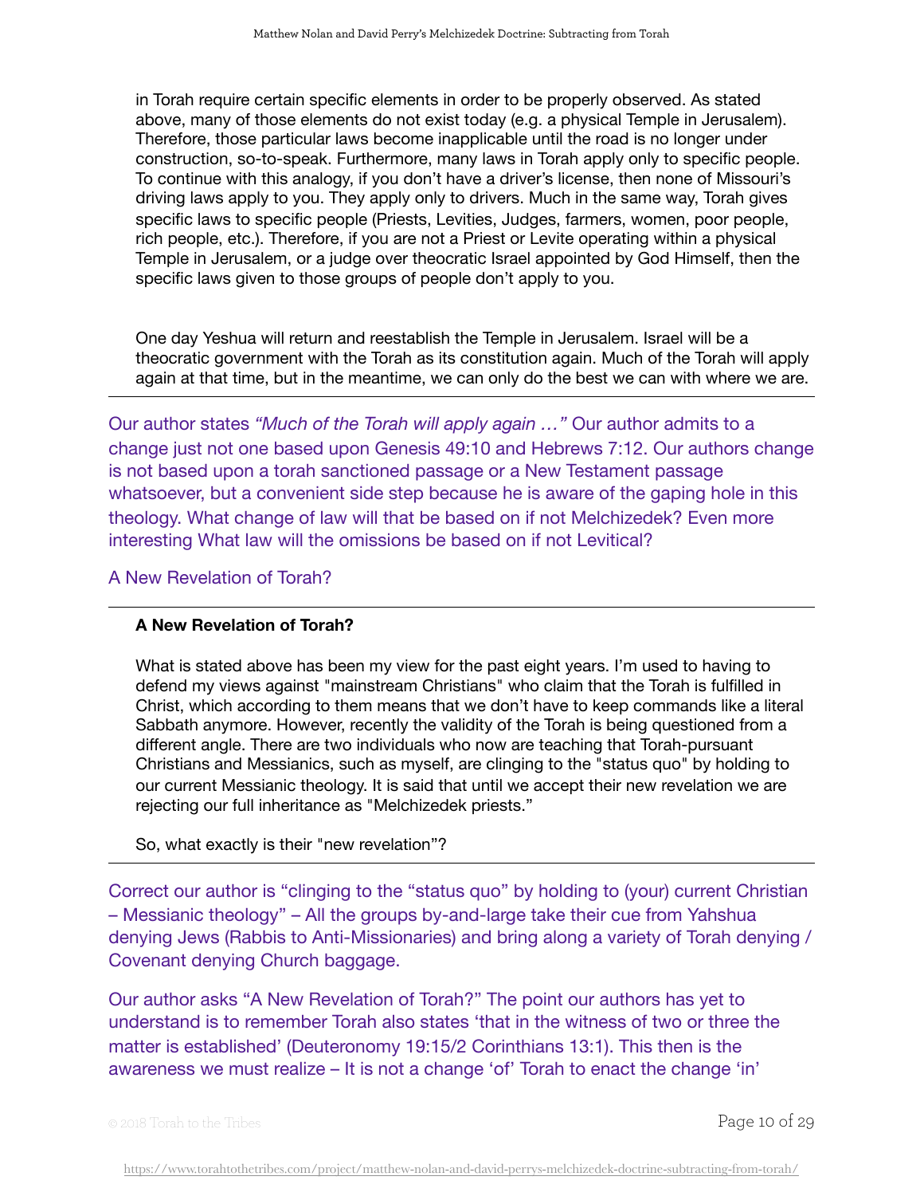> in Torah require certain specific elements in order to be properly observed. As stated above, many of those elements do not exist today (e.g. a physical Temple in Jerusalem). Therefore, those particular laws become inapplicable until the road is no longer under construction, so-to-speak. Furthermore, many laws in Torah apply only to specific people. To continue with this analogy, if you don't have a driver's license, then none of Missouri's driving laws apply to you. They apply only to drivers. Much in the same way, Torah gives specific laws to specific people (Priests, Levities, Judges, farmers, women, poor people, rich people, etc.). Therefore, if you are not a Priest or Levite operating within a physical Temple in Jerusalem, or a judge over theocratic Israel appointed by God Himself, then the specific laws given to those groups of people don't apply to you.
>
> One day Yeshua will return and reestablish the Temple in Jerusalem. Israel will be a theocratic government with the Torah as its constitution again. Much of the Torah will apply again at that time, but in the meantime, we can only do the best we can with where we are.

---

Our author states *"Much of the Torah will apply again …"* Our author admits to a change just not one based upon Genesis 49:10 and Hebrews 7:12. Our authors change is not based upon a torah sanctioned passage or a New Testament passage whatsoever, but a convenient side step because he is aware of the gaping hole in this theology. What change of law will that be based on if not Melchizedek? Even more interesting What law will the omissions be based on if not Levitical?

A New Revelation of Torah?

---

> **A New Revelation of Torah?**
>
> What is stated above has been my view for the past eight years. I'm used to having to defend my views against "mainstream Christians" who claim that the Torah is fulfilled in Christ, which according to them means that we don't have to keep commands like a literal Sabbath anymore. However, recently the validity of the Torah is being questioned from a different angle. There are two individuals who now are teaching that Torah-pursuant Christians and Messianics, such as myself, are clinging to the "status quo" by holding to our current Messianic theology. It is said that until we accept their new revelation we are rejecting our full inheritance as "Melchizedek priests."
>
> So, what exactly is their "new revelation"?

---

Correct our author is "clinging to the "status quo" by holding to (your) current Christian – Messianic theology" – All the groups by-and-large take their cue from Yahshua denying Jews (Rabbis to Anti-Missionaries) and bring along a variety of Torah denying / Covenant denying Church baggage.

Our author asks "A New Revelation of Torah?" The point our authors has yet to understand is to remember Torah also states 'that in the witness of two or three the matter is established' (Deuteronomy 19:15/2 Corinthians 13:1). This then is the awareness we must realize – It is not a change 'of' Torah to enact the change 'in'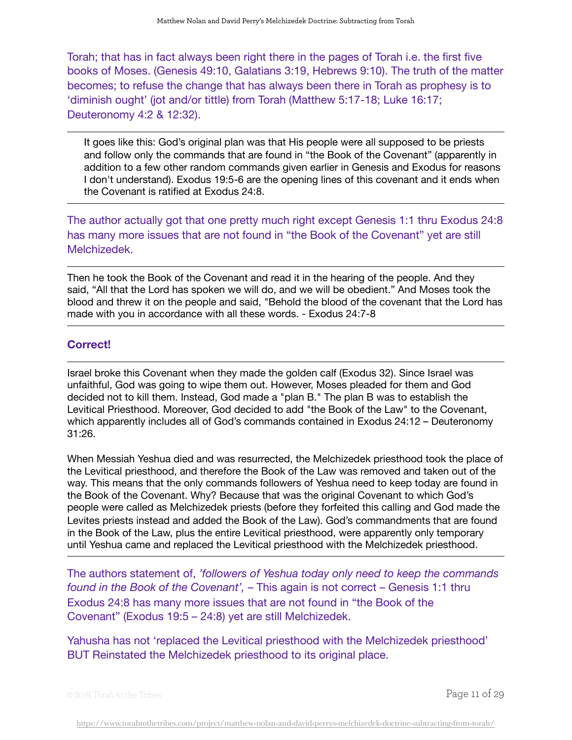Torah; that has in fact always been right there in the pages of Torah i.e. the first five books of Moses. (Genesis 49:10, Galatians 3:19, Hebrews 9:10). The truth of the matter becomes; to refuse the change that has always been there in Torah as prophesy is to 'diminish ought' (jot and/or tittle) from Torah (Matthew 5:17-18; Luke 16:17; Deuteronomy 4:2 & 12:32).

---

> It goes like this: God's original plan was that His people were all supposed to be priests and follow only the commands that are found in "the Book of the Covenant" (apparently in addition to a few other random commands given earlier in Genesis and Exodus for reasons I don't understand). Exodus 19:5-6 are the opening lines of this covenant and it ends when the Covenant is ratified at Exodus 24:8.

---

The author actually got that one pretty much right except Genesis 1:1 thru Exodus 24:8 has many more issues that are not found in "the Book of the Covenant" yet are still Melchizedek.

---

Then he took the Book of the Covenant and read it in the hearing of the people. And they said, "All that the Lord has spoken we will do, and we will be obedient." And Moses took the blood and threw it on the people and said, "Behold the blood of the covenant that the Lord has made with you in accordance with all these words. - Exodus 24:7-8

---

**Correct!**

---

Israel broke this Covenant when they made the golden calf (Exodus 32). Since Israel was unfaithful, God was going to wipe them out. However, Moses pleaded for them and God decided not to kill them. Instead, God made a "plan B." The plan B was to establish the Levitical Priesthood. Moreover, God decided to add "the Book of the Law" to the Covenant, which apparently includes all of God's commands contained in Exodus 24:12 – Deuteronomy 31:26.

When Messiah Yeshua died and was resurrected, the Melchizedek priesthood took the place of the Levitical priesthood, and therefore the Book of the Law was removed and taken out of the way. This means that the only commands followers of Yeshua need to keep today are found in the Book of the Covenant. Why? Because that was the original Covenant to which God's people were called as Melchizedek priests (before they forfeited this calling and God made the Levites priests instead and added the Book of the Law). God's commandments that are found in the Book of the Law, plus the entire Levitical priesthood, were apparently only temporary until Yeshua came and replaced the Levitical priesthood with the Melchizedek priesthood.

---

The authors statement of, *'followers of Yeshua today only need to keep the commands found in the Book of the Covenant',* – This again is not correct – Genesis 1:1 thru Exodus 24:8 has many more issues that are not found in "the Book of the Covenant" (Exodus 19:5 – 24:8) yet are still Melchizedek.

Yahusha has not 'replaced the Levitical priesthood with the Melchizedek priesthood' BUT Reinstated the Melchizedek priesthood to its original place.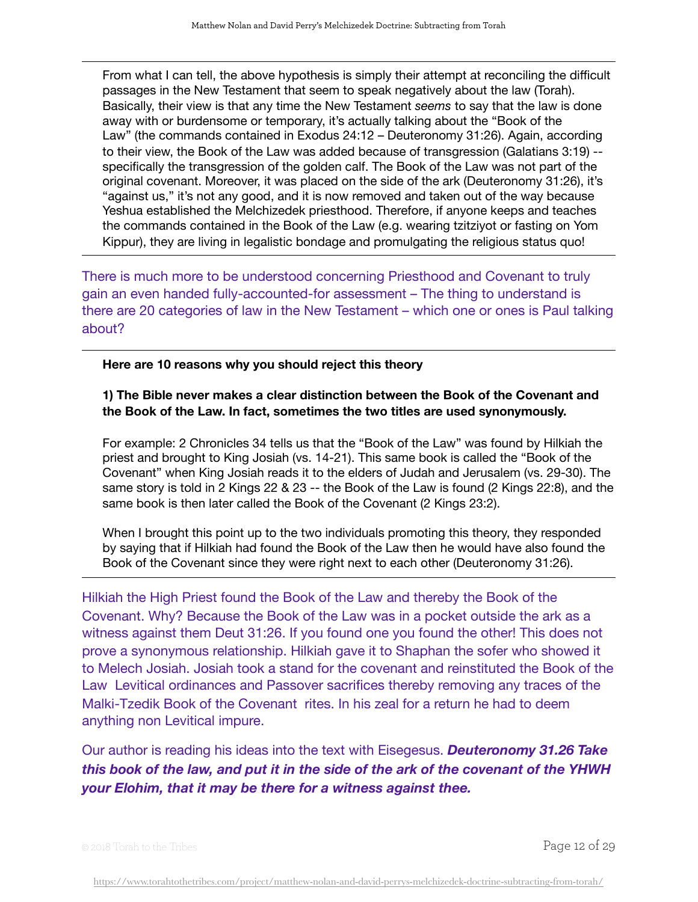From what I can tell, the above hypothesis is simply their attempt at reconciling the difficult passages in the New Testament that seem to speak negatively about the law (Torah). Basically, their view is that any time the New Testament *seems* to say that the law is done away with or burdensome or temporary, it's actually talking about the "Book of the Law" (the commands contained in Exodus 24:12 – Deuteronomy 31:26). Again, according to their view, the Book of the Law was added because of transgression (Galatians 3:19) -- specifically the transgression of the golden calf. The Book of the Law was not part of the original covenant. Moreover, it was placed on the side of the ark (Deuteronomy 31:26), it's "against us," it's not any good, and it is now removed and taken out of the way because Yeshua established the Melchizedek priesthood. Therefore, if anyone keeps and teaches the commands contained in the Book of the Law (e.g. wearing tzitziyot or fasting on Yom Kippur), they are living in legalistic bondage and promulgating the religious status quo!

---

There is much more to be understood concerning Priesthood and Covenant to truly gain an even handed fully-accounted-for assessment – The thing to understand is there are 20 categories of law in the New Testament – which one or ones is Paul talking about?

---

**Here are 10 reasons why you should reject this theory**

**1) The Bible never makes a clear distinction between the Book of the Covenant and the Book of the Law. In fact, sometimes the two titles are used synonymously.**

For example: 2 Chronicles 34 tells us that the "Book of the Law" was found by Hilkiah the priest and brought to King Josiah (vs. 14-21). This same book is called the "Book of the Covenant" when King Josiah reads it to the elders of Judah and Jerusalem (vs. 29-30). The same story is told in 2 Kings 22 & 23 -- the Book of the Law is found (2 Kings 22:8), and the same book is then later called the Book of the Covenant (2 Kings 23:2).

When I brought this point up to the two individuals promoting this theory, they responded by saying that if Hilkiah had found the Book of the Law then he would have also found the Book of the Covenant since they were right next to each other (Deuteronomy 31:26).

---

Hilkiah the High Priest found the Book of the Law and thereby the Book of the Covenant. Why? Because the Book of the Law was in a pocket outside the ark as a witness against them Deut 31:26. If you found one you found the other! This does not prove a synonymous relationship. Hilkiah gave it to Shaphan the sofer who showed it to Melech Josiah. Josiah took a stand for the covenant and reinstituted the Book of the Law Levitical ordinances and Passover sacrifices thereby removing any traces of the Malki-Tzedik Book of the Covenant rites. In his zeal for a return he had to deem anything non Levitical impure.

Our author is reading his ideas into the text with Eisegesus. ***Deuteronomy 31.26 Take this book of the law, and put it in the side of the ark of the covenant of the YHWH your Elohim, that it may be there for a witness against thee.***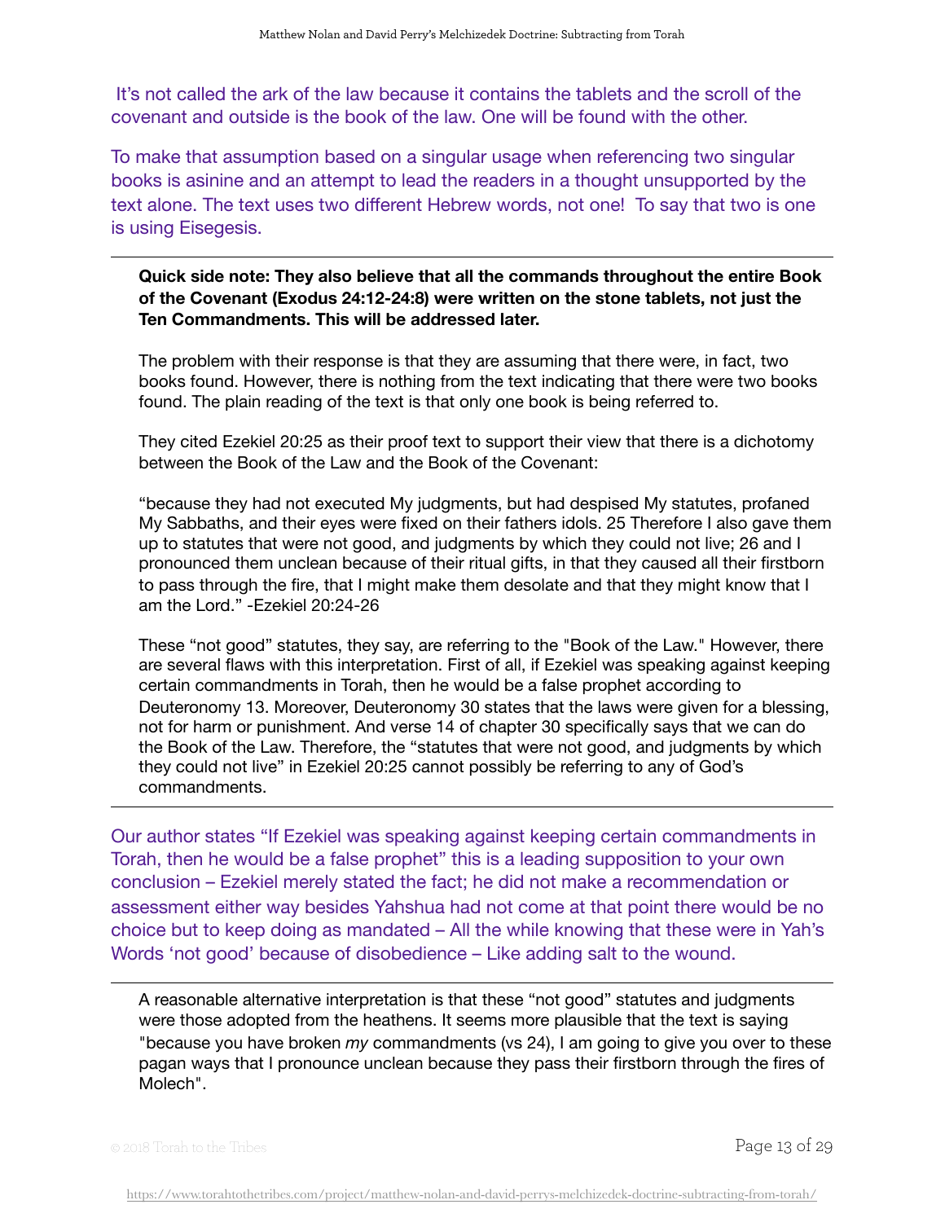It's not called the ark of the law because it contains the tablets and the scroll of the covenant and outside is the book of the law. One will be found with the other.

To make that assumption based on a singular usage when referencing two singular books is asinine and an attempt to lead the readers in a thought unsupported by the text alone. The text uses two different Hebrew words, not one! To say that two is one is using Eisegesis.

---

> **Quick side note: They also believe that all the commands throughout the entire Book of the Covenant (Exodus 24:12-24:8) were written on the stone tablets, not just the Ten Commandments. This will be addressed later.**
>
> The problem with their response is that they are assuming that there were, in fact, two books found. However, there is nothing from the text indicating that there were two books found. The plain reading of the text is that only one book is being referred to.
>
> They cited Ezekiel 20:25 as their proof text to support their view that there is a dichotomy between the Book of the Law and the Book of the Covenant:
>
> "because they had not executed My judgments, but had despised My statutes, profaned My Sabbaths, and their eyes were fixed on their fathers idols. 25 Therefore I also gave them up to statutes that were not good, and judgments by which they could not live; 26 and I pronounced them unclean because of their ritual gifts, in that they caused all their firstborn to pass through the fire, that I might make them desolate and that they might know that I am the Lord." -Ezekiel 20:24-26
>
> These "not good" statutes, they say, are referring to the "Book of the Law." However, there are several flaws with this interpretation. First of all, if Ezekiel was speaking against keeping certain commandments in Torah, then he would be a false prophet according to Deuteronomy 13. Moreover, Deuteronomy 30 states that the laws were given for a blessing, not for harm or punishment. And verse 14 of chapter 30 specifically says that we can do the Book of the Law. Therefore, the "statutes that were not good, and judgments by which they could not live" in Ezekiel 20:25 cannot possibly be referring to any of God's commandments.

---

Our author states "If Ezekiel was speaking against keeping certain commandments in Torah, then he would be a false prophet" this is a leading supposition to your own conclusion – Ezekiel merely stated the fact; he did not make a recommendation or assessment either way besides Yahshua had not come at that point there would be no choice but to keep doing as mandated – All the while knowing that these were in Yah's Words 'not good' because of disobedience – Like adding salt to the wound.

---

> A reasonable alternative interpretation is that these "not good" statutes and judgments were those adopted from the heathens. It seems more plausible that the text is saying "because you have broken *my* commandments (vs 24), I am going to give you over to these pagan ways that I pronounce unclean because they pass their firstborn through the fires of Molech".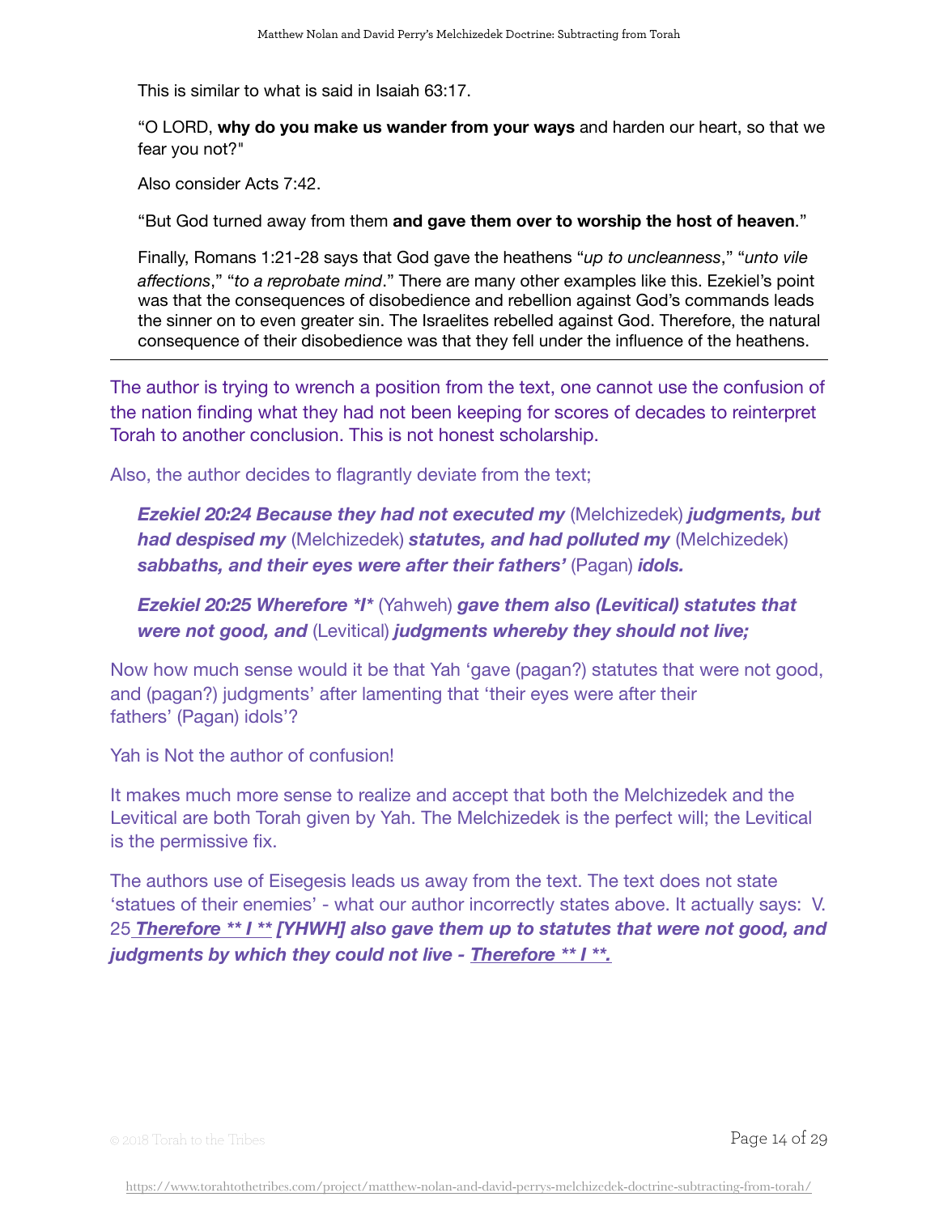This is similar to what is said in Isaiah 63:17.

"O LORD, **why do you make us wander from your ways** and harden our heart, so that we fear you not?"

Also consider Acts 7:42.

"But God turned away from them **and gave them over to worship the host of heaven**."

Finally, Romans 1:21-28 says that God gave the heathens "*up to uncleanness*," "*unto vile affections*," "*to a reprobate mind*." There are many other examples like this. Ezekiel's point was that the consequences of disobedience and rebellion against God's commands leads the sinner on to even greater sin. The Israelites rebelled against God. Therefore, the natural consequence of their disobedience was that they fell under the influence of the heathens.

---

The author is trying to wrench a position from the text, one cannot use the confusion of the nation finding what they had not been keeping for scores of decades to reinterpret Torah to another conclusion. This is not honest scholarship.

Also, the author decides to flagrantly deviate from the text;

> ***Ezekiel 20:24 Because they had not executed my*** (Melchizedek) ***judgments, but had despised my*** (Melchizedek) ***statutes, and had polluted my*** (Melchizedek) ***sabbaths, and their eyes were after their fathers'*** (Pagan) ***idols.***
>
> ***Ezekiel 20:25 Wherefore *I**** (Yahweh) ***gave them also (Levitical) statutes that were not good, and*** (Levitical) ***judgments whereby they should not live;***

Now how much sense would it be that Yah 'gave (pagan?) statutes that were not good, and (pagan?) judgments' after lamenting that 'their eyes were after their fathers' (Pagan) idols'?

Yah is Not the author of confusion!

It makes much more sense to realize and accept that both the Melchizedek and the Levitical are both Torah given by Yah. The Melchizedek is the perfect will; the Levitical is the permissive fix.

The authors use of Eisegesis leads us away from the text. The text does not state 'statues of their enemies' - what our author incorrectly states above. It actually says: V. 25 ***Therefore ** I ** [YHWH] also gave them up to statutes that were not good, and judgments by which they could not live - Therefore ** I **.***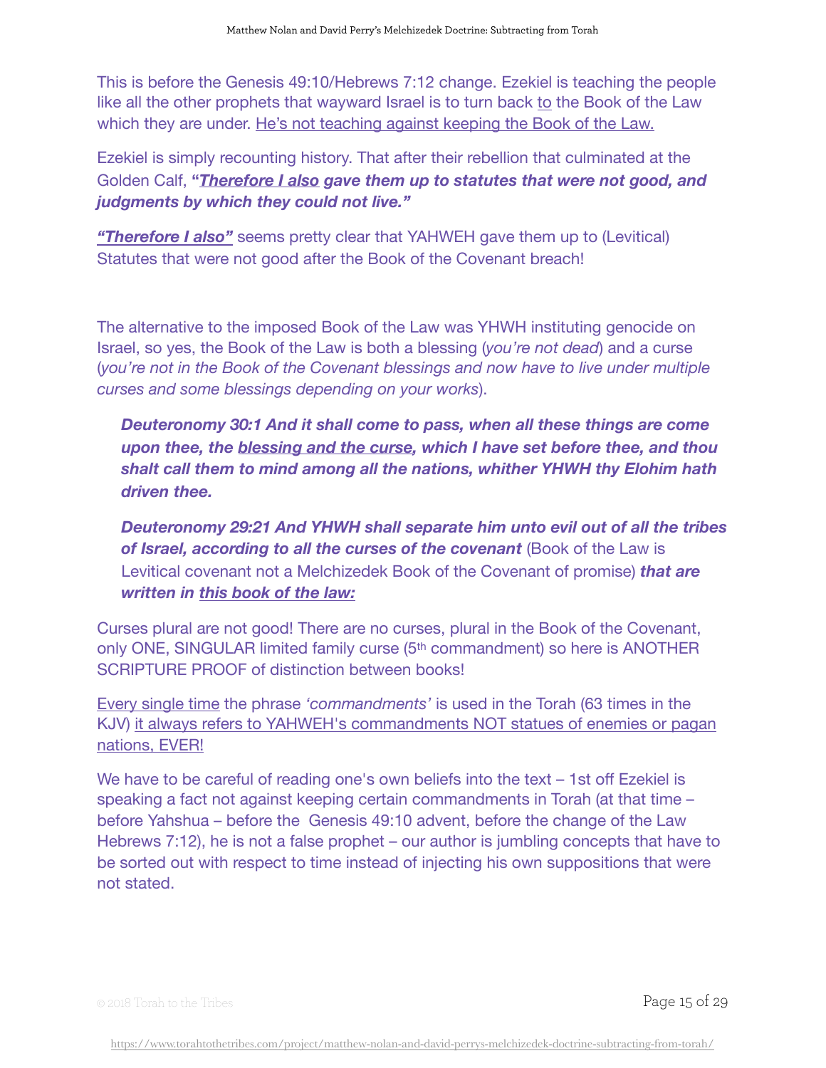This is before the Genesis 49:10/Hebrews 7:12 change. Ezekiel is teaching the people like all the other prophets that wayward Israel is to turn back to the Book of the Law which they are under. He's not teaching against keeping the Book of the Law.

Ezekiel is simply recounting history. That after their rebellion that culminated at the Golden Calf, ***"Therefore I also gave them up to statutes that were not good, and judgments by which they could not live."***

***"Therefore I also"*** seems pretty clear that YAHWEH gave them up to (Levitical) Statutes that were not good after the Book of the Covenant breach!

The alternative to the imposed Book of the Law was YHWH instituting genocide on Israel, so yes, the Book of the Law is both a blessing (*you're not dead*) and a curse (*you're not in the Book of the Covenant blessings and now have to live under multiple curses and some blessings depending on your works*).

> ***Deuteronomy 30:1 And it shall come to pass, when all these things are come upon thee, the blessing and the curse, which I have set before thee, and thou shalt call them to mind among all the nations, whither YHWH thy Elohim hath driven thee.***
>
> ***Deuteronomy 29:21 And YHWH shall separate him unto evil out of all the tribes of Israel, according to all the curses of the covenant*** (Book of the Law is Levitical covenant not a Melchizedek Book of the Covenant of promise) ***that are written in this book of the law:***

Curses plural are not good! There are no curses, plural in the Book of the Covenant, only ONE, SINGULAR limited family curse (5th commandment) so here is ANOTHER SCRIPTURE PROOF of distinction between books!

Every single time the phrase *'commandments'* is used in the Torah (63 times in the KJV) it always refers to YAHWEH's commandments NOT statues of enemies or pagan nations, EVER!

We have to be careful of reading one's own beliefs into the text – 1st off Ezekiel is speaking a fact not against keeping certain commandments in Torah (at that time – before Yahshua – before the Genesis 49:10 advent, before the change of the Law Hebrews 7:12), he is not a false prophet – our author is jumbling concepts that have to be sorted out with respect to time instead of injecting his own suppositions that were not stated.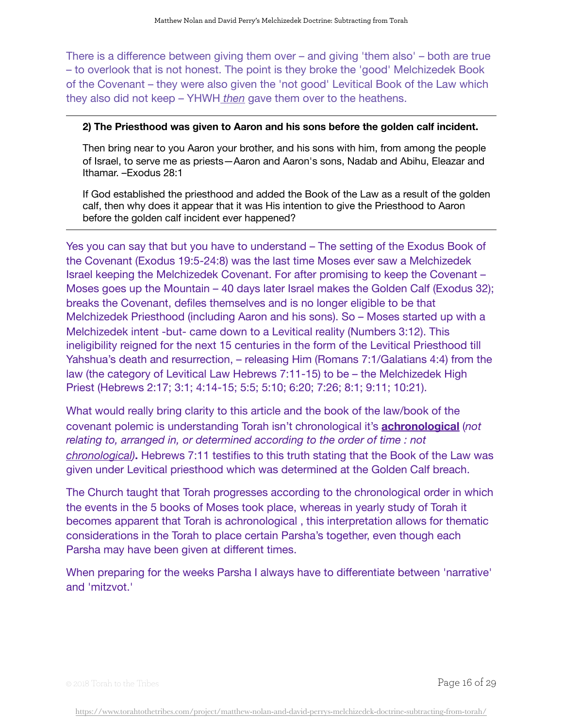There is a difference between giving them over – and giving 'them also' – both are true – to overlook that is not honest. The point is they broke the 'good' Melchizedek Book of the Covenant – they were also given the 'not good' Levitical Book of the Law which they also did not keep – YHWH *then* gave them over to the heathens.

---

**2) The Priesthood was given to Aaron and his sons before the golden calf incident.**

Then bring near to you Aaron your brother, and his sons with him, from among the people of Israel, to serve me as priests—Aaron and Aaron's sons, Nadab and Abihu, Eleazar and Ithamar. –Exodus 28:1

If God established the priesthood and added the Book of the Law as a result of the golden calf, then why does it appear that it was His intention to give the Priesthood to Aaron before the golden calf incident ever happened?

---

Yes you can say that but you have to understand – The setting of the Exodus Book of the Covenant (Exodus 19:5-24:8) was the last time Moses ever saw a Melchizedek Israel keeping the Melchizedek Covenant. For after promising to keep the Covenant – Moses goes up the Mountain – 40 days later Israel makes the Golden Calf (Exodus 32); breaks the Covenant, defiles themselves and is no longer eligible to be that Melchizedek Priesthood (including Aaron and his sons). So – Moses started up with a Melchizedek intent -but- came down to a Levitical reality (Numbers 3:12). This ineligibility reigned for the next 15 centuries in the form of the Levitical Priesthood till Yahshua's death and resurrection, – releasing Him (Romans 7:1/Galatians 4:4) from the law (the category of Levitical Law Hebrews 7:11-15) to be – the Melchizedek High Priest (Hebrews 2:17; 3:1; 4:14-15; 5:5; 5:10; 6:20; 7:26; 8:1; 9:11; 10:21).

What would really bring clarity to this article and the book of the law/book of the covenant polemic is understanding Torah isn't chronological it's **achronological** (*not relating to, arranged in, or determined according to the order of time : not chronological)*. Hebrews 7:11 testifies to this truth stating that the Book of the Law was given under Levitical priesthood which was determined at the Golden Calf breach.

The Church taught that Torah progresses according to the chronological order in which the events in the 5 books of Moses took place, whereas in yearly study of Torah it becomes apparent that Torah is achronological , this interpretation allows for thematic considerations in the Torah to place certain Parsha's together, even though each Parsha may have been given at different times.

When preparing for the weeks Parsha I always have to differentiate between 'narrative' and 'mitzvot.'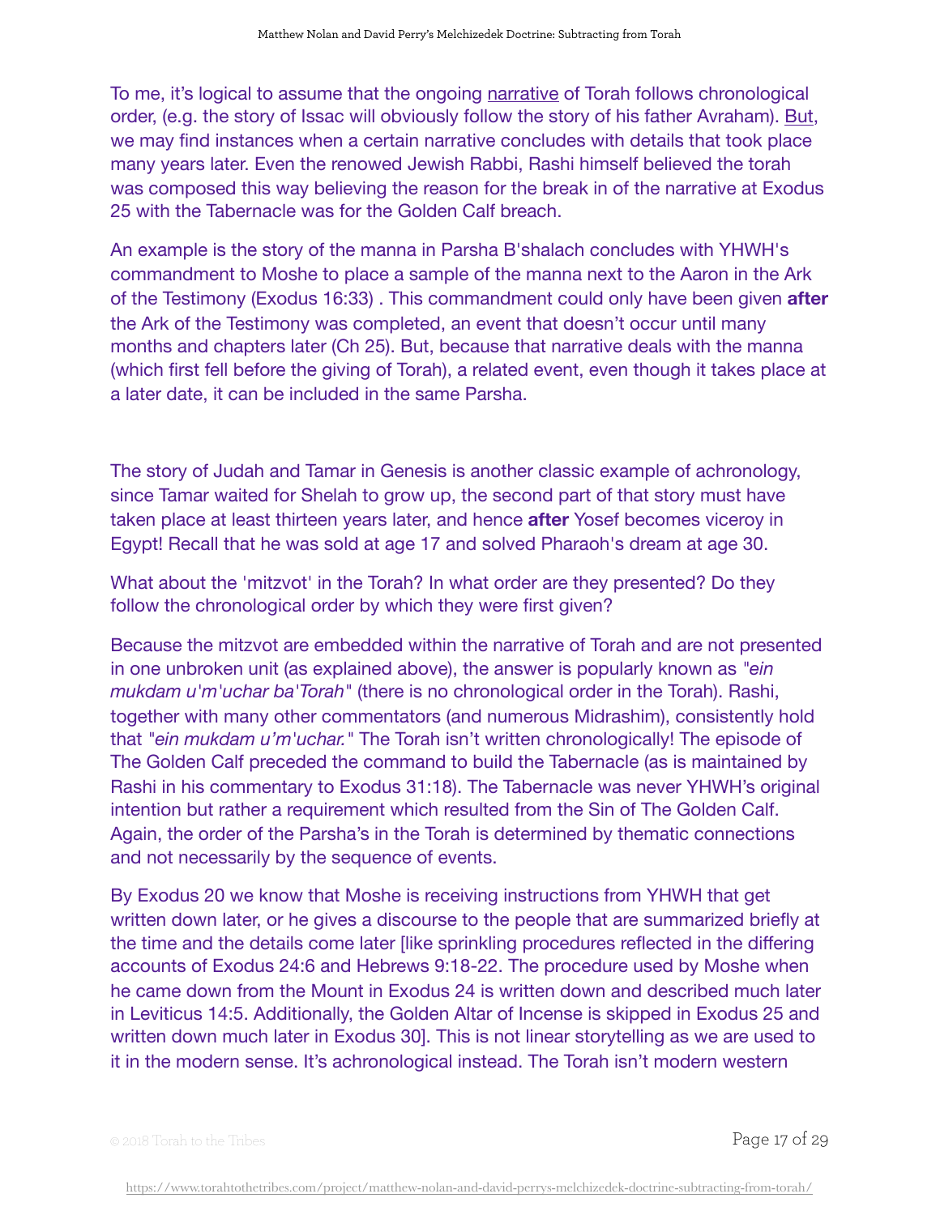To me, it's logical to assume that the ongoing narrative of Torah follows chronological order, (e.g. the story of Issac will obviously follow the story of his father Avraham). But, we may find instances when a certain narrative concludes with details that took place many years later. Even the renowned Jewish Rabbi, Rashi himself believed the torah was composed this way believing the reason for the break in of the narrative at Exodus 25 with the Tabernacle was for the Golden Calf breach.

An example is the story of the manna in Parsha B'shalach concludes with YHWH's commandment to Moshe to place a sample of the manna next to the Aaron in the Ark of the Testimony (Exodus 16:33) . This commandment could only have been given **after** the Ark of the Testimony was completed, an event that doesn't occur until many months and chapters later (Ch 25). But, because that narrative deals with the manna (which first fell before the giving of Torah), a related event, even though it takes place at a later date, it can be included in the same Parsha.

The story of Judah and Tamar in Genesis is another classic example of achronology, since Tamar waited for Shelah to grow up, the second part of that story must have taken place at least thirteen years later, and hence **after** Yosef becomes viceroy in Egypt! Recall that he was sold at age 17 and solved Pharaoh's dream at age 30.

What about the 'mitzvot' in the Torah? In what order are they presented? Do they follow the chronological order by which they were first given?

Because the mitzvot are embedded within the narrative of Torah and are not presented in one unbroken unit (as explained above), the answer is popularly known as *"ein mukdam u'm'uchar ba'Torah"* (there is no chronological order in the Torah). Rashi, together with many other commentators (and numerous Midrashim), consistently hold that *"ein mukdam u'm'uchar."* The Torah isn't written chronologically! The episode of The Golden Calf preceded the command to build the Tabernacle (as is maintained by Rashi in his commentary to Exodus 31:18). The Tabernacle was never YHWH's original intention but rather a requirement which resulted from the Sin of The Golden Calf. Again, the order of the Parsha's in the Torah is determined by thematic connections and not necessarily by the sequence of events.

By Exodus 20 we know that Moshe is receiving instructions from YHWH that get written down later, or he gives a discourse to the people that are summarized briefly at the time and the details come later [like sprinkling procedures reflected in the differing accounts of Exodus 24:6 and Hebrews 9:18-22. The procedure used by Moshe when he came down from the Mount in Exodus 24 is written down and described much later in Leviticus 14:5. Additionally, the Golden Altar of Incense is skipped in Exodus 25 and written down much later in Exodus 30]. This is not linear storytelling as we are used to it in the modern sense. It's achronological instead. The Torah isn't modern western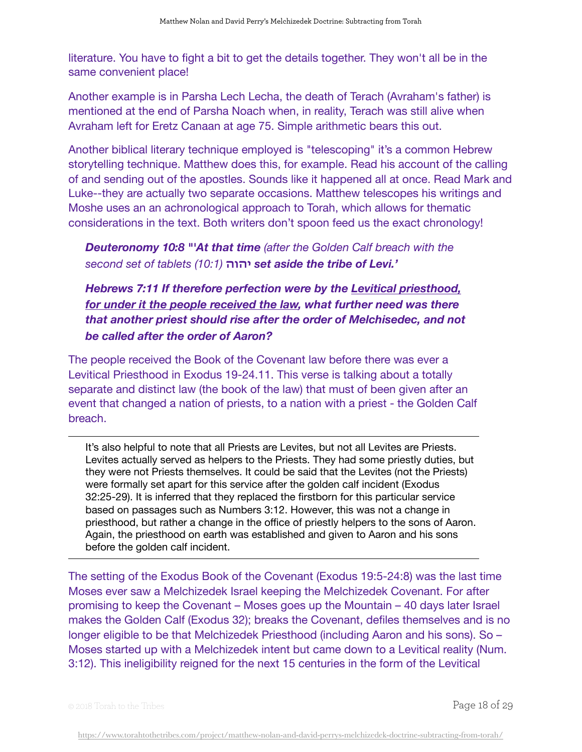literature. You have to fight a bit to get the details together. They won't all be in the same convenient place!

Another example is in Parsha Lech Lecha, the death of Terach (Avraham's father) is mentioned at the end of Parsha Noach when, in reality, Terach was still alive when Avraham left for Eretz Canaan at age 75. Simple arithmetic bears this out.

Another biblical literary technique employed is "telescoping" it's a common Hebrew storytelling technique. Matthew does this, for example. Read his account of the calling of and sending out of the apostles. Sounds like it happened all at once. Read Mark and Luke--they are actually two separate occasions. Matthew telescopes his writings and Moshe uses an an achronological approach to Torah, which allows for thematic considerations in the text. Both writers don't spoon feed us the exact chronology!

> ***Deuteronomy 10:8 "'At that time** (after the Golden Calf breach with the second set of tablets (10:1)* **יהוה** ***set aside the tribe of Levi.'***
>
> ***Hebrews 7:11 If therefore perfection were by the Levitical priesthood, for under it the people received the law, what further need was there that another priest should rise after the order of Melchisedec, and not be called after the order of Aaron?***

The people received the Book of the Covenant law before there was ever a Levitical Priesthood in Exodus 19-24.11. This verse is talking about a totally separate and distinct law (the book of the law) that must of been given after an event that changed a nation of priests, to a nation with a priest - the Golden Calf breach.

---

It's also helpful to note that all Priests are Levites, but not all Levites are Priests. Levites actually served as helpers to the Priests. They had some priestly duties, but they were not Priests themselves. It could be said that the Levites (not the Priests) were formally set apart for this service after the golden calf incident (Exodus 32:25-29). It is inferred that they replaced the firstborn for this particular service based on passages such as Numbers 3:12. However, this was not a change in priesthood, but rather a change in the office of priestly helpers to the sons of Aaron. Again, the priesthood on earth was established and given to Aaron and his sons before the golden calf incident.

---

The setting of the Exodus Book of the Covenant (Exodus 19:5-24:8) was the last time Moses ever saw a Melchizedek Israel keeping the Melchizedek Covenant. For after promising to keep the Covenant – Moses goes up the Mountain – 40 days later Israel makes the Golden Calf (Exodus 32); breaks the Covenant, defiles themselves and is no longer eligible to be that Melchizedek Priesthood (including Aaron and his sons). So – Moses started up with a Melchizedek intent but came down to a Levitical reality (Num. 3:12). This ineligibility reigned for the next 15 centuries in the form of the Levitical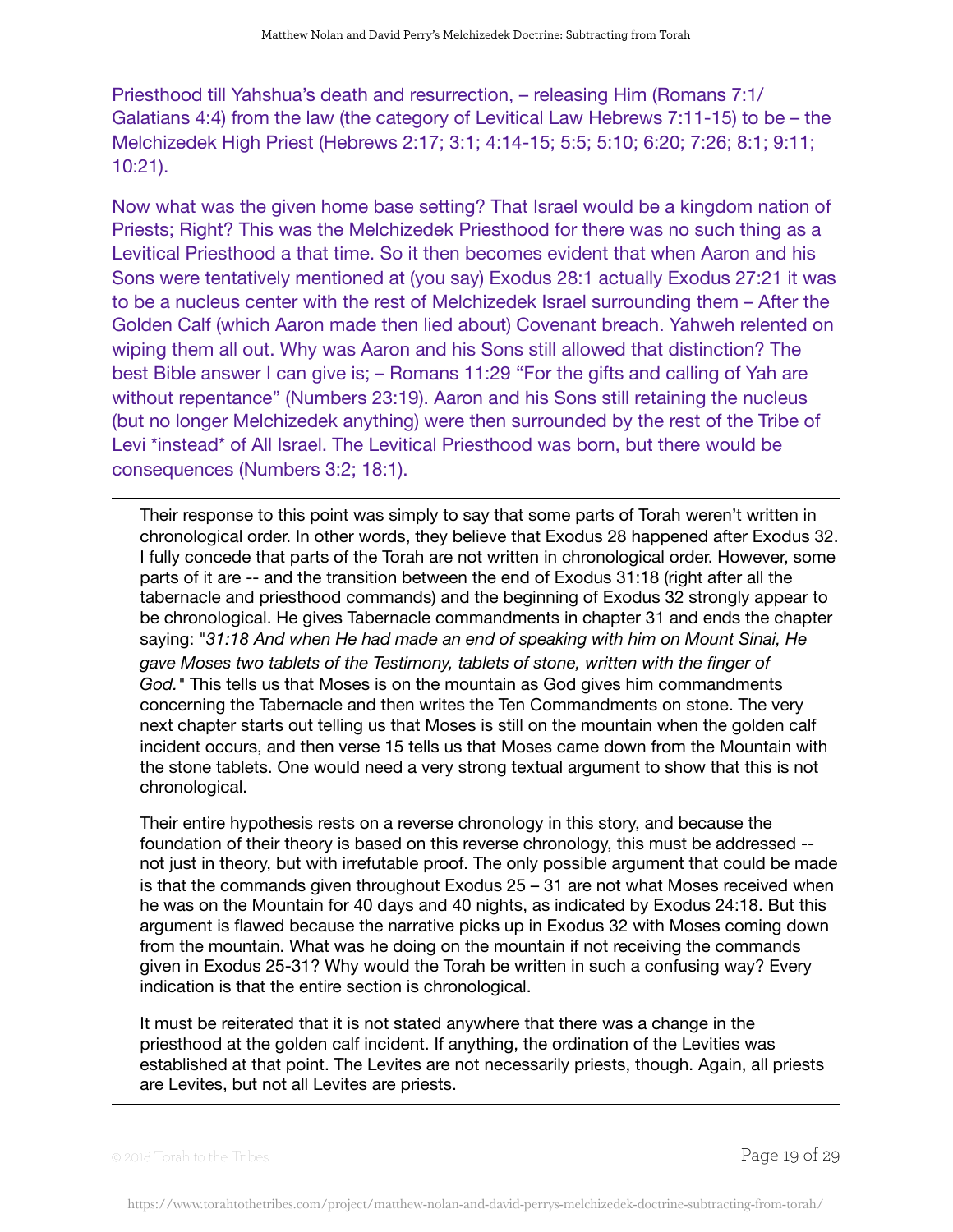Priesthood till Yahshua's death and resurrection, – releasing Him (Romans 7:1/ Galatians 4:4) from the law (the category of Levitical Law Hebrews 7:11-15) to be – the Melchizedek High Priest (Hebrews 2:17; 3:1; 4:14-15; 5:5; 5:10; 6:20; 7:26; 8:1; 9:11; 10:21).

Now what was the given home base setting? That Israel would be a kingdom nation of Priests; Right? This was the Melchizedek Priesthood for there was no such thing as a Levitical Priesthood a that time. So it then becomes evident that when Aaron and his Sons were tentatively mentioned at (you say) Exodus 28:1 actually Exodus 27:21 it was to be a nucleus center with the rest of Melchizedek Israel surrounding them – After the Golden Calf (which Aaron made then lied about) Covenant breach. Yahweh relented on wiping them all out. Why was Aaron and his Sons still allowed that distinction? The best Bible answer I can give is; – Romans 11:29 "For the gifts and calling of Yah are without repentance" (Numbers 23:19). Aaron and his Sons still retaining the nucleus (but no longer Melchizedek anything) were then surrounded by the rest of the Tribe of Levi *instead* of All Israel. The Levitical Priesthood was born, but there would be consequences (Numbers 3:2; 18:1).

---

Their response to this point was simply to say that some parts of Torah weren't written in chronological order. In other words, they believe that Exodus 28 happened after Exodus 32. I fully concede that parts of the Torah are not written in chronological order. However, some parts of it are -- and the transition between the end of Exodus 31:18 (right after all the tabernacle and priesthood commands) and the beginning of Exodus 32 strongly appear to be chronological. He gives Tabernacle commandments in chapter 31 and ends the chapter saying: "*31:18 And when He had made an end of speaking with him on Mount Sinai, He gave Moses two tablets of the Testimony, tablets of stone, written with the finger of God.*" This tells us that Moses is on the mountain as God gives him commandments concerning the Tabernacle and then writes the Ten Commandments on stone. The very next chapter starts out telling us that Moses is still on the mountain when the golden calf incident occurs, and then verse 15 tells us that Moses came down from the Mountain with the stone tablets. One would need a very strong textual argument to show that this is not chronological.

Their entire hypothesis rests on a reverse chronology in this story, and because the foundation of their theory is based on this reverse chronology, this must be addressed -- not just in theory, but with irrefutable proof. The only possible argument that could be made is that the commands given throughout Exodus 25 – 31 are not what Moses received when he was on the Mountain for 40 days and 40 nights, as indicated by Exodus 24:18. But this argument is flawed because the narrative picks up in Exodus 32 with Moses coming down from the mountain. What was he doing on the mountain if not receiving the commands given in Exodus 25-31? Why would the Torah be written in such a confusing way? Every indication is that the entire section is chronological.

It must be reiterated that it is not stated anywhere that there was a change in the priesthood at the golden calf incident. If anything, the ordination of the Levities was established at that point. The Levites are not necessarily priests, though. Again, all priests are Levites, but not all Levites are priests.

---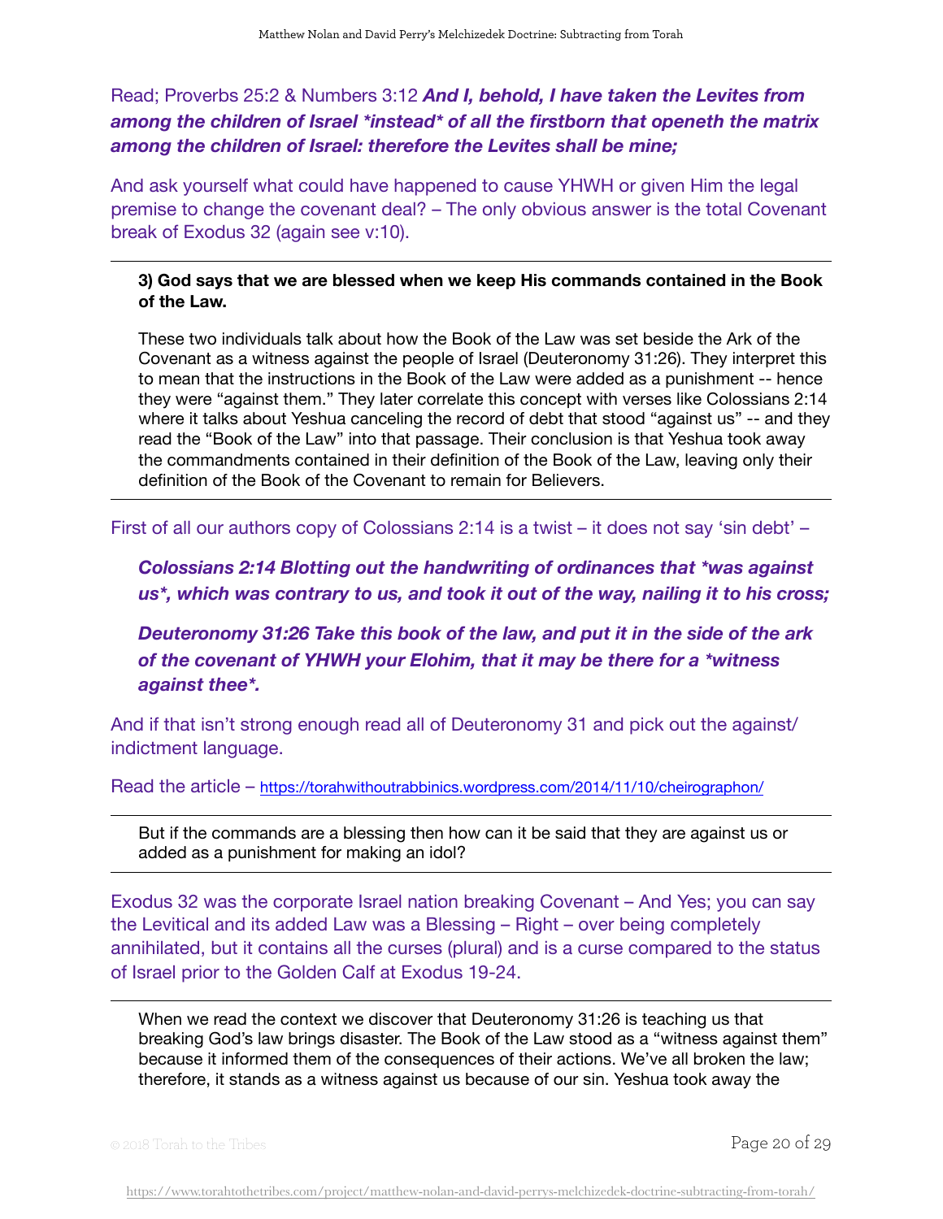Read; Proverbs 25:2 & Numbers 3:12 ***And I, behold, I have taken the Levites from among the children of Israel *instead* of all the firstborn that openeth the matrix among the children of Israel: therefore the Levites shall be mine;***

And ask yourself what could have happened to cause YHWH or given Him the legal premise to change the covenant deal? – The only obvious answer is the total Covenant break of Exodus 32 (again see v:10).

---

> **3) God says that we are blessed when we keep His commands contained in the Book of the Law.**
>
> These two individuals talk about how the Book of the Law was set beside the Ark of the Covenant as a witness against the people of Israel (Deuteronomy 31:26). They interpret this to mean that the instructions in the Book of the Law were added as a punishment -- hence they were "against them." They later correlate this concept with verses like Colossians 2:14 where it talks about Yeshua canceling the record of debt that stood "against us" -- and they read the "Book of the Law" into that passage. Their conclusion is that Yeshua took away the commandments contained in their definition of the Book of the Law, leaving only their definition of the Book of the Covenant to remain for Believers.

---

First of all our authors copy of Colossians 2:14 is a twist – it does not say 'sin debt' –

> ***Colossians 2:14 Blotting out the handwriting of ordinances that *was against us*, which was contrary to us, and took it out of the way, nailing it to his cross;***
>
> ***Deuteronomy 31:26 Take this book of the law, and put it in the side of the ark of the covenant of YHWH your Elohim, that it may be there for a *witness against thee*.***

And if that isn't strong enough read all of Deuteronomy 31 and pick out the against/ indictment language.

Read the article – https://torahwithoutrabbinics.wordpress.com/2014/11/10/cheirographon/

---

> But if the commands are a blessing then how can it be said that they are against us or added as a punishment for making an idol?

---

Exodus 32 was the corporate Israel nation breaking Covenant – And Yes; you can say the Levitical and its added Law was a Blessing – Right – over being completely annihilated, but it contains all the curses (plural) and is a curse compared to the status of Israel prior to the Golden Calf at Exodus 19-24.

---

> When we read the context we discover that Deuteronomy 31:26 is teaching us that breaking God's law brings disaster. The Book of the Law stood as a "witness against them" because it informed them of the consequences of their actions. We've all broken the law; therefore, it stands as a witness against us because of our sin. Yeshua took away the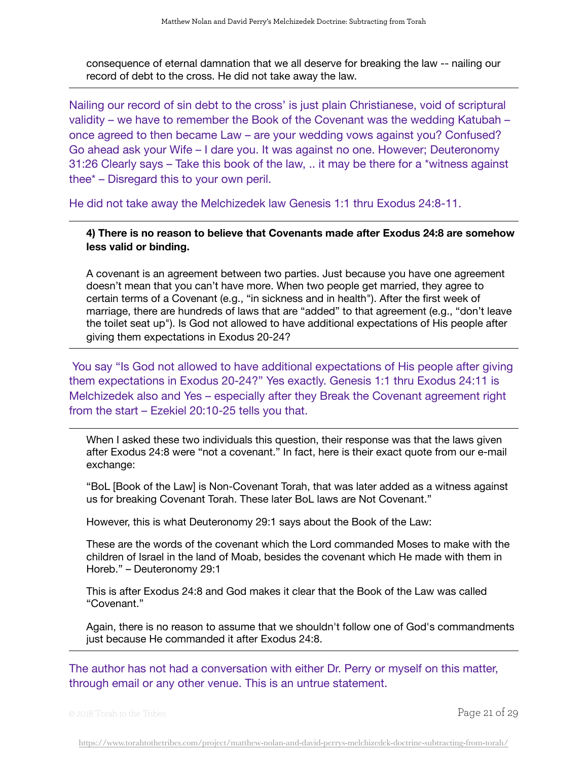consequence of eternal damnation that we all deserve for breaking the law -- nailing our record of debt to the cross. He did not take away the law.

---

Nailing our record of sin debt to the cross' is just plain Christianese, void of scriptural validity – we have to remember the Book of the Covenant was the wedding Katubah – once agreed to then became Law – are your wedding vows against you? Confused? Go ahead ask your Wife – I dare you. It was against no one. However; Deuteronomy 31:26 Clearly says – Take this book of the law, .. it may be there for a *witness against thee* – Disregard this to your own peril.

He did not take away the Melchizedek law Genesis 1:1 thru Exodus 24:8-11.

---

**4) There is no reason to believe that Covenants made after Exodus 24:8 are somehow less valid or binding.**

A covenant is an agreement between two parties. Just because you have one agreement doesn't mean that you can't have more. When two people get married, they agree to certain terms of a Covenant (e.g., "in sickness and in health"). After the first week of marriage, there are hundreds of laws that are "added" to that agreement (e.g., "don't leave the toilet seat up"). Is God not allowed to have additional expectations of His people after giving them expectations in Exodus 20-24?

---

You say "Is God not allowed to have additional expectations of His people after giving them expectations in Exodus 20-24?" Yes exactly. Genesis 1:1 thru Exodus 24:11 is Melchizedek also and Yes – especially after they Break the Covenant agreement right from the start – Ezekiel 20:10-25 tells you that.

---

When I asked these two individuals this question, their response was that the laws given after Exodus 24:8 were "not a covenant." In fact, here is their exact quote from our e-mail exchange:

"BoL [Book of the Law] is Non-Covenant Torah, that was later added as a witness against us for breaking Covenant Torah. These later BoL laws are Not Covenant."

However, this is what Deuteronomy 29:1 says about the Book of the Law:

These are the words of the covenant which the Lord commanded Moses to make with the children of Israel in the land of Moab, besides the covenant which He made with them in Horeb." – Deuteronomy 29:1

This is after Exodus 24:8 and God makes it clear that the Book of the Law was called "Covenant."

Again, there is no reason to assume that we shouldn't follow one of God's commandments just because He commanded it after Exodus 24:8.

---

The author has not had a conversation with either Dr. Perry or myself on this matter, through email or any other venue. This is an untrue statement.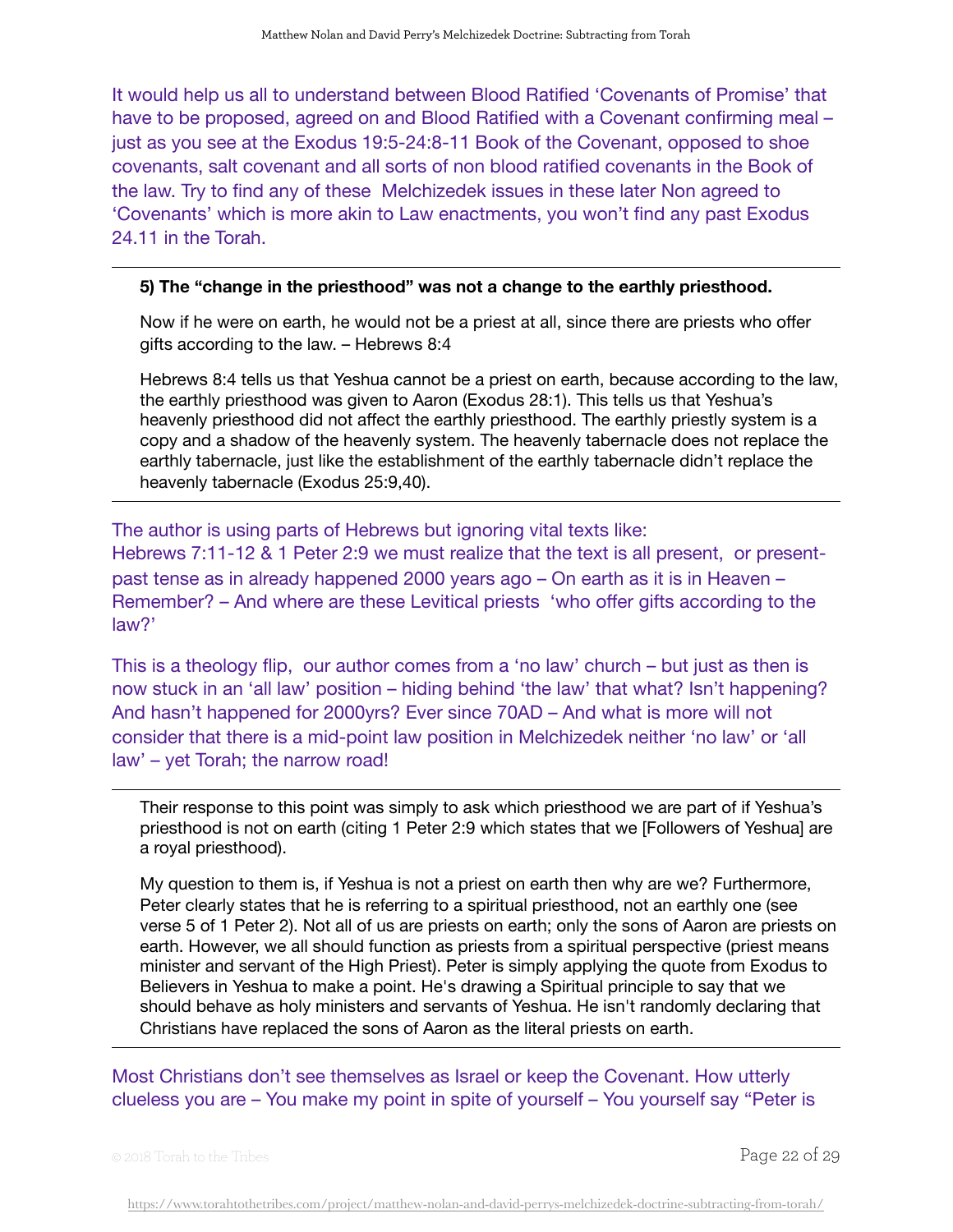It would help us all to understand between Blood Ratified 'Covenants of Promise' that have to be proposed, agreed on and Blood Ratified with a Covenant confirming meal – just as you see at the Exodus 19:5-24:8-11 Book of the Covenant, opposed to shoe covenants, salt covenant and all sorts of non blood ratified covenants in the Book of the law. Try to find any of these Melchizedek issues in these later Non agreed to 'Covenants' which is more akin to Law enactments, you won't find any past Exodus 24.11 in the Torah.

---

> **5) The "change in the priesthood" was not a change to the earthly priesthood.**
>
> Now if he were on earth, he would not be a priest at all, since there are priests who offer gifts according to the law. – Hebrews 8:4
>
> Hebrews 8:4 tells us that Yeshua cannot be a priest on earth, because according to the law, the earthly priesthood was given to Aaron (Exodus 28:1). This tells us that Yeshua's heavenly priesthood did not affect the earthly priesthood. The earthly priestly system is a copy and a shadow of the heavenly system. The heavenly tabernacle does not replace the earthly tabernacle, just like the establishment of the earthly tabernacle didn't replace the heavenly tabernacle (Exodus 25:9,40).

---

The author is using parts of Hebrews but ignoring vital texts like:
Hebrews 7:11-12 & 1 Peter 2:9 we must realize that the text is all present, or present-past tense as in already happened 2000 years ago – On earth as it is in Heaven – Remember? – And where are these Levitical priests 'who offer gifts according to the law?'

This is a theology flip, our author comes from a 'no law' church – but just as then is now stuck in an 'all law' position – hiding behind 'the law' that what? Isn't happening? And hasn't happened for 2000yrs? Ever since 70AD – And what is more will not consider that there is a mid-point law position in Melchizedek neither 'no law' or 'all law' – yet Torah; the narrow road!

---

> Their response to this point was simply to ask which priesthood we are part of if Yeshua's priesthood is not on earth (citing 1 Peter 2:9 which states that we [Followers of Yeshua] are a royal priesthood).
>
> My question to them is, if Yeshua is not a priest on earth then why are we? Furthermore, Peter clearly states that he is referring to a spiritual priesthood, not an earthly one (see verse 5 of 1 Peter 2). Not all of us are priests on earth; only the sons of Aaron are priests on earth. However, we all should function as priests from a spiritual perspective (priest means minister and servant of the High Priest). Peter is simply applying the quote from Exodus to Believers in Yeshua to make a point. He's drawing a Spiritual principle to say that we should behave as holy ministers and servants of Yeshua. He isn't randomly declaring that Christians have replaced the sons of Aaron as the literal priests on earth.

---

Most Christians don't see themselves as Israel or keep the Covenant. How utterly clueless you are – You make my point in spite of yourself – You yourself say "Peter is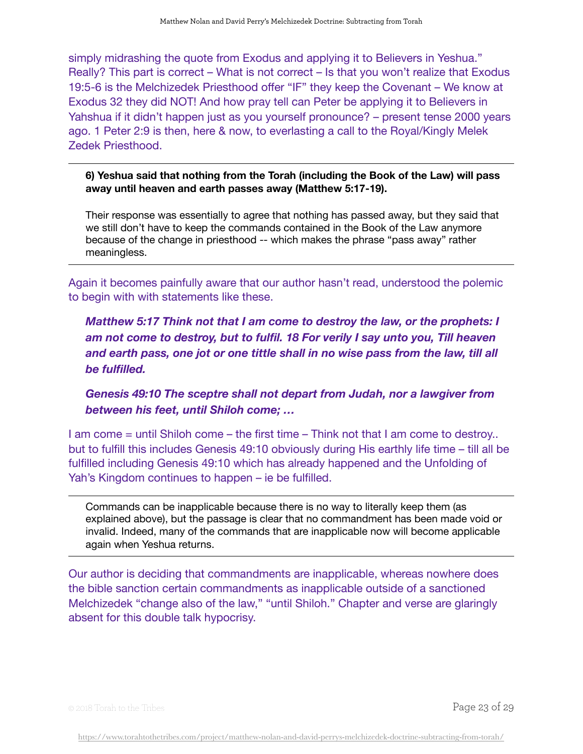simply midrashing the quote from Exodus and applying it to Believers in Yeshua." Really? This part is correct – What is not correct – Is that you won't realize that Exodus 19:5-6 is the Melchizedek Priesthood offer "IF" they keep the Covenant – We know at Exodus 32 they did NOT! And how pray tell can Peter be applying it to Believers in Yahshua if it didn't happen just as you yourself pronounce? – present tense 2000 years ago. 1 Peter 2:9 is then, here & now, to everlasting a call to the Royal/Kingly Melek Zedek Priesthood.

---

> **6) Yeshua said that nothing from the Torah (including the Book of the Law) will pass away until heaven and earth passes away (Matthew 5:17-19).**
>
> Their response was essentially to agree that nothing has passed away, but they said that we still don't have to keep the commands contained in the Book of the Law anymore because of the change in priesthood -- which makes the phrase "pass away" rather meaningless.

---

Again it becomes painfully aware that our author hasn't read, understood the polemic to begin with with statements like these.

> ***Matthew 5:17 Think not that I am come to destroy the law, or the prophets: I am not come to destroy, but to fulfil. 18 For verily I say unto you, Till heaven and earth pass, one jot or one tittle shall in no wise pass from the law, till all be fulfilled.***
>
> ***Genesis 49:10 The sceptre shall not depart from Judah, nor a lawgiver from between his feet, until Shiloh come; …***

I am come = until Shiloh come – the first time – Think not that I am come to destroy.. but to fulfill this includes Genesis 49:10 obviously during His earthly life time – till all be fulfilled including Genesis 49:10 which has already happened and the Unfolding of Yah's Kingdom continues to happen – ie be fulfilled.

---

> Commands can be inapplicable because there is no way to literally keep them (as explained above), but the passage is clear that no commandment has been made void or invalid. Indeed, many of the commands that are inapplicable now will become applicable again when Yeshua returns.

---

Our author is deciding that commandments are inapplicable, whereas nowhere does the bible sanction certain commandments as inapplicable outside of a sanctioned Melchizedek "change also of the law," "until Shiloh." Chapter and verse are glaringly absent for this double talk hypocrisy.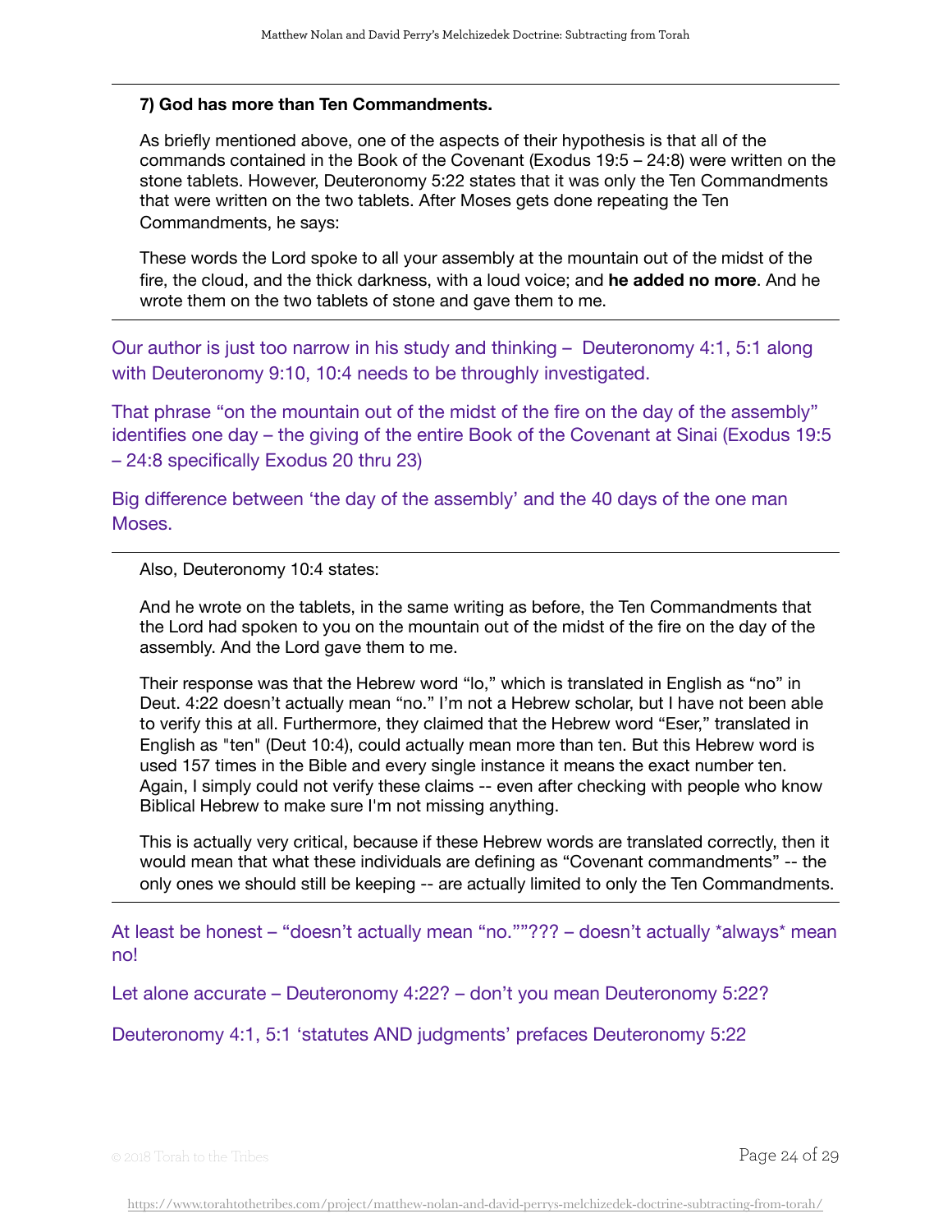**7) God has more than Ten Commandments.**

As briefly mentioned above, one of the aspects of their hypothesis is that all of the commands contained in the Book of the Covenant (Exodus 19:5 – 24:8) were written on the stone tablets. However, Deuteronomy 5:22 states that it was only the Ten Commandments that were written on the two tablets. After Moses gets done repeating the Ten Commandments, he says:

These words the Lord spoke to all your assembly at the mountain out of the midst of the fire, the cloud, and the thick darkness, with a loud voice; and **he added no more**. And he wrote them on the two tablets of stone and gave them to me.

---

Our author is just too narrow in his study and thinking – Deuteronomy 4:1, 5:1 along with Deuteronomy 9:10, 10:4 needs to be throughly investigated.

That phrase "on the mountain out of the midst of the fire on the day of the assembly" identifies one day – the giving of the entire Book of the Covenant at Sinai (Exodus 19:5 – 24:8 specifically Exodus 20 thru 23)

Big difference between 'the day of the assembly' and the 40 days of the one man Moses.

---

Also, Deuteronomy 10:4 states:

And he wrote on the tablets, in the same writing as before, the Ten Commandments that the Lord had spoken to you on the mountain out of the midst of the fire on the day of the assembly. And the Lord gave them to me.

Their response was that the Hebrew word "lo," which is translated in English as "no" in Deut. 4:22 doesn't actually mean "no." I'm not a Hebrew scholar, but I have not been able to verify this at all. Furthermore, they claimed that the Hebrew word "Eser," translated in English as "ten" (Deut 10:4), could actually mean more than ten. But this Hebrew word is used 157 times in the Bible and every single instance it means the exact number ten. Again, I simply could not verify these claims -- even after checking with people who know Biblical Hebrew to make sure I'm not missing anything.

This is actually very critical, because if these Hebrew words are translated correctly, then it would mean that what these individuals are defining as "Covenant commandments" -- the only ones we should still be keeping -- are actually limited to only the Ten Commandments.

---

At least be honest – "doesn't actually mean "no.""??? – doesn't actually *always* mean no!

Let alone accurate – Deuteronomy 4:22? – don't you mean Deuteronomy 5:22?

Deuteronomy 4:1, 5:1 'statutes AND judgments' prefaces Deuteronomy 5:22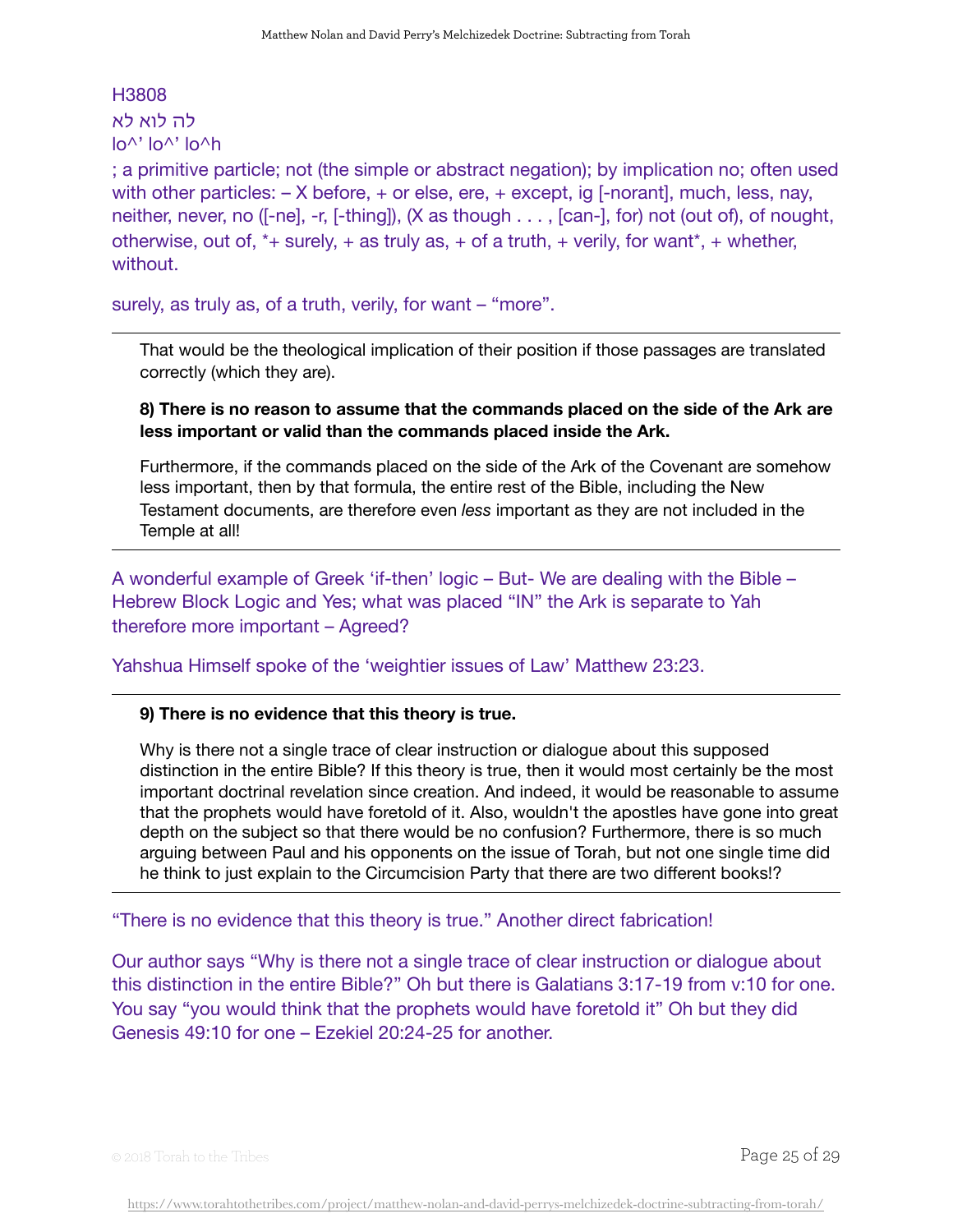H3808
לה לוא לא
lo^' lo^' lo^h

; a primitive particle; not (the simple or abstract negation); by implication no; often used with other particles: – X before, + or else, ere, + except, ig [-norant], much, less, nay, neither, never, no ([-ne], -r, [-thing]), (X as though . . . , [can-], for) not (out of), of nought, otherwise, out of, *+ surely, + as truly as, + of a truth, + verily, for want*, + whether, without.

surely, as truly as, of a truth, verily, for want – "more".

---

> That would be the theological implication of their position if those passages are translated correctly (which they are).
>
> **8) There is no reason to assume that the commands placed on the side of the Ark are less important or valid than the commands placed inside the Ark.**
>
> Furthermore, if the commands placed on the side of the Ark of the Covenant are somehow less important, then by that formula, the entire rest of the Bible, including the New Testament documents, are therefore even *less* important as they are not included in the Temple at all!

---

A wonderful example of Greek 'if-then' logic – But- We are dealing with the Bible – Hebrew Block Logic and Yes; what was placed "IN" the Ark is separate to Yah therefore more important – Agreed?

Yahshua Himself spoke of the 'weightier issues of Law' Matthew 23:23.

---

> **9) There is no evidence that this theory is true.**
>
> Why is there not a single trace of clear instruction or dialogue about this supposed distinction in the entire Bible? If this theory is true, then it would most certainly be the most important doctrinal revelation since creation. And indeed, it would be reasonable to assume that the prophets would have foretold of it. Also, wouldn't the apostles have gone into great depth on the subject so that there would be no confusion? Furthermore, there is so much arguing between Paul and his opponents on the issue of Torah, but not one single time did he think to just explain to the Circumcision Party that there are two different books!?

---

"There is no evidence that this theory is true." Another direct fabrication!

Our author says "Why is there not a single trace of clear instruction or dialogue about this distinction in the entire Bible?" Oh but there is Galatians 3:17-19 from v:10 for one. You say "you would think that the prophets would have foretold it" Oh but they did Genesis 49:10 for one – Ezekiel 20:24-25 for another.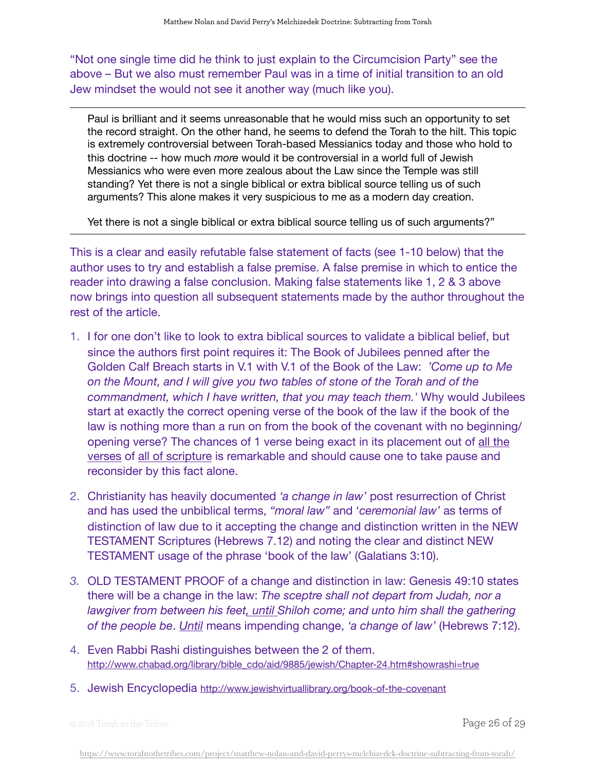"Not one single time did he think to just explain to the Circumcision Party" see the above – But we also must remember Paul was in a time of initial transition to an old Jew mindset the would not see it another way (much like you).

---

> Paul is brilliant and it seems unreasonable that he would miss such an opportunity to set the record straight. On the other hand, he seems to defend the Torah to the hilt. This topic is extremely controversial between Torah-based Messianics today and those who hold to this doctrine -- how much *more* would it be controversial in a world full of Jewish Messianics who were even more zealous about the Law since the Temple was still standing? Yet there is not a single biblical or extra biblical source telling us of such arguments? This alone makes it very suspicious to me as a modern day creation.
>
> Yet there is not a single biblical or extra biblical source telling us of such arguments?"

---

This is a clear and easily refutable false statement of facts (see 1-10 below) that the author uses to try and establish a false premise. A false premise in which to entice the reader into drawing a false conclusion. Making false statements like 1, 2 & 3 above now brings into question all subsequent statements made by the author throughout the rest of the article.

1. I for one don't like to look to extra biblical sources to validate a biblical belief, but since the authors first point requires it: The Book of Jubilees penned after the Golden Calf Breach starts in V.1 with V.1 of the Book of the Law: *'Come up to Me on the Mount, and I will give you two tables of stone of the Torah and of the commandment, which I have written, that you may teach them.'* Why would Jubilees start at exactly the correct opening verse of the book of the law if the book of the law is nothing more than a run on from the book of the covenant with no beginning/opening verse? The chances of 1 verse being exact in its placement out of <u>all the verses</u> of <u>all of scripture</u> is remarkable and should cause one to take pause and reconsider by this fact alone.

2. Christianity has heavily documented *'a change in law'* post resurrection of Christ and has used the unbiblical terms, *"moral law"* and '*ceremonial law'* as terms of distinction of law due to it accepting the change and distinction written in the NEW TESTAMENT Scriptures (Hebrews 7.12) and noting the clear and distinct NEW TESTAMENT usage of the phrase 'book of the law' (Galatians 3:10).

3. OLD TESTAMENT PROOF of a change and distinction in law: Genesis 49:10 states there will be a change in the law: *The sceptre shall not depart from Judah, nor a lawgiver from between his feet<u>, until</u> Shiloh come; and unto him shall the gathering of the people be*. <u>Until</u> means impending change, *'a change of law'* (Hebrews 7:12).

4. Even Rabbi Rashi distinguishes between the 2 of them. http://www.chabad.org/library/bible_cdo/aid/9885/jewish/Chapter-24.htm#showrashi=true

5. Jewish Encyclopedia http://www.jewishvirtuallibrary.org/book-of-the-covenant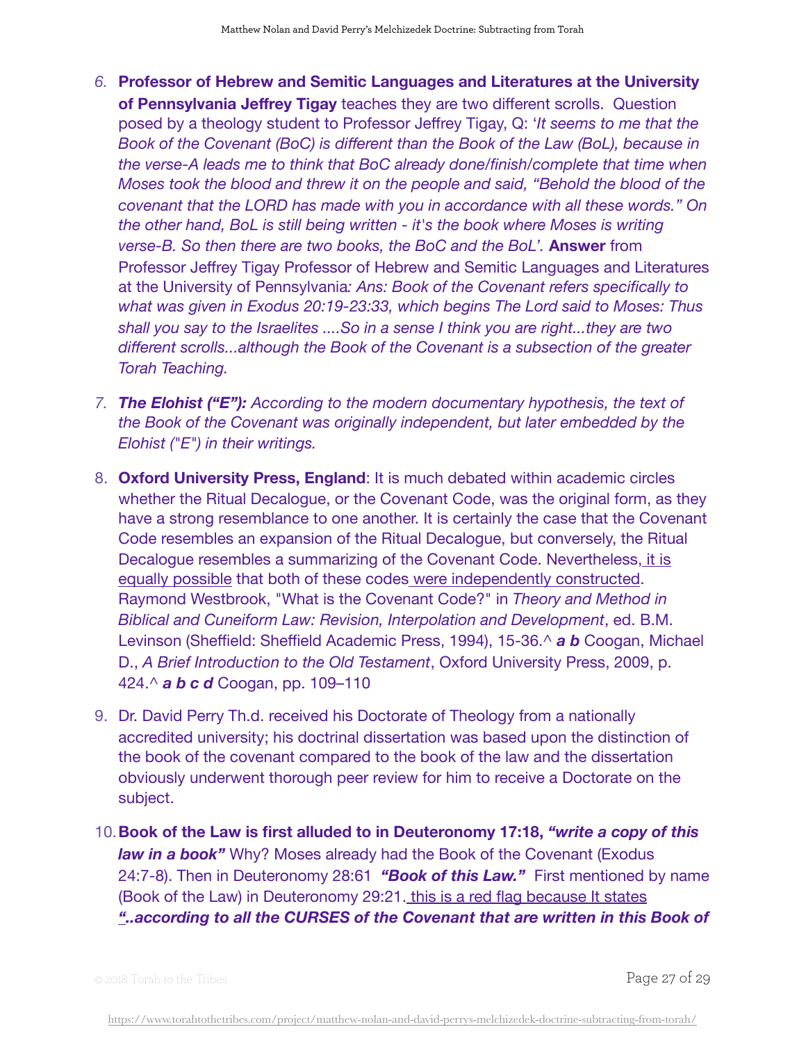6. **Professor of Hebrew and Semitic Languages and Literatures at the University of Pennsylvania Jeffrey Tigay** teaches they are two different scrolls. Question posed by a theology student to Professor Jeffrey Tigay, Q: '*It seems to me that the Book of the Covenant (BoC) is different than the Book of the Law (BoL), because in the verse-A leads me to think that BoC already done/finish/complete that time when Moses took the blood and threw it on the people and said, "Behold the blood of the covenant that the LORD has made with you in accordance with all these words." On the other hand, BoL is still being written - it's the book where Moses is writing verse-B. So then there are two books, the BoC and the BoL'.* **Answer** from Professor Jeffrey Tigay Professor of Hebrew and Semitic Languages and Literatures at the University of Pennsylvania*: Ans: Book of the Covenant refers specifically to what was given in Exodus 20:19-23:33, which begins The Lord said to Moses: Thus shall you say to the Israelites ....So in a sense I think you are right...they are two different scrolls...although the Book of the Covenant is a subsection of the greater Torah Teaching.*

7. ***The Elohist ("E"):*** *According to the modern documentary hypothesis, the text of the Book of the Covenant was originally independent, but later embedded by the Elohist ("E") in their writings.*

8. **Oxford University Press, England**: It is much debated within academic circles whether the Ritual Decalogue, or the Covenant Code, was the original form, as they have a strong resemblance to one another. It is certainly the case that the Covenant Code resembles an expansion of the Ritual Decalogue, but conversely, the Ritual Decalogue resembles a summarizing of the Covenant Code. Nevertheless, <u>it is equally possible</u> that both of these codes <u>were independently constructed</u>. Raymond Westbrook, "What is the Covenant Code?" in *Theory and Method in Biblical and Cuneiform Law: Revision, Interpolation and Development*, ed. B.M. Levinson (Sheffield: Sheffield Academic Press, 1994), 15-36.^ ***a b*** Coogan, Michael D., *A Brief Introduction to the Old Testament*, Oxford University Press, 2009, p. 424.^ ***a b c d*** Coogan, pp. 109–110

9. Dr. David Perry Th.d. received his Doctorate of Theology from a nationally accredited university; his doctrinal dissertation was based upon the distinction of the book of the covenant compared to the book of the law and the dissertation obviously underwent thorough peer review for him to receive a Doctorate on the subject.

10. **Book of the Law is first alluded to in Deuteronomy 17:18, *"write a copy of this law in a book"*** Why? Moses already had the Book of the Covenant (Exodus 24:7-8). Then in Deuteronomy 28:61 ***"Book of this Law."*** First mentioned by name (Book of the Law) in Deuteronomy 29:21. <u>this is a red flag because It states</u> ***<u>"</u>..according to all the CURSES of the Covenant that are written in this Book of***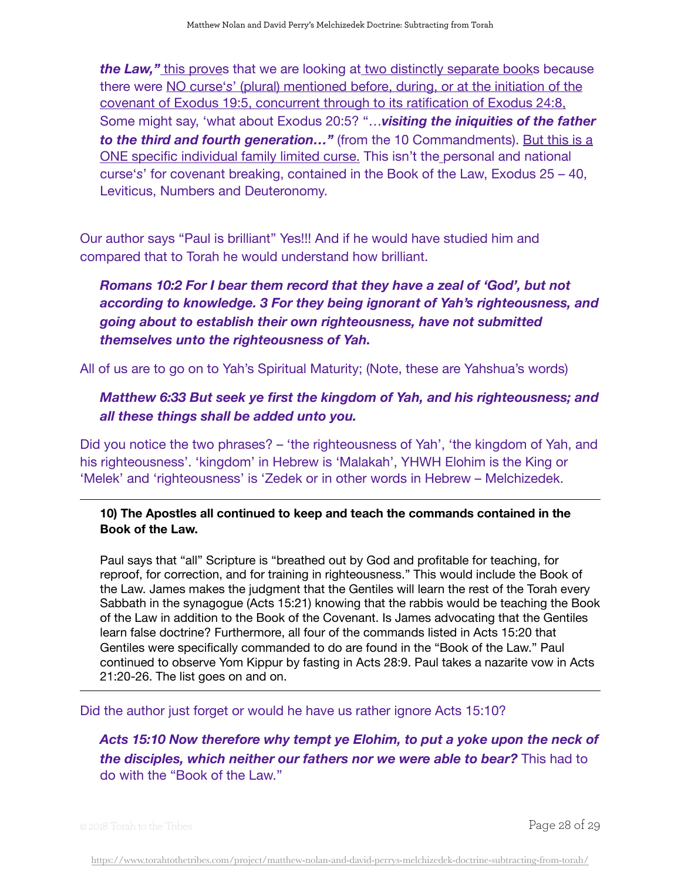> ***the Law,"*** this proves that we are looking at two distinctly separate books because there were NO curse's' (plural) mentioned before, during, or at the initiation of the covenant of Exodus 19:5, concurrent through to its ratification of Exodus 24:8, Some might say, 'what about Exodus 20:5? "…***visiting the iniquities of the father to the third and fourth generation…"*** (from the 10 Commandments). But this is a ONE specific individual family limited curse. This isn't the personal and national curse's' for covenant breaking, contained in the Book of the Law, Exodus 25 – 40, Leviticus, Numbers and Deuteronomy.

Our author says "Paul is brilliant" Yes!!! And if he would have studied him and compared that to Torah he would understand how brilliant.

> ***Romans 10:2 For I bear them record that they have a zeal of 'God', but not according to knowledge. 3 For they being ignorant of Yah's righteousness, and going about to establish their own righteousness, have not submitted themselves unto the righteousness of Yah.***

All of us are to go on to Yah's Spiritual Maturity; (Note, these are Yahshua's words)

> ***Matthew 6:33 But seek ye first the kingdom of Yah, and his righteousness; and all these things shall be added unto you.***

Did you notice the two phrases? – 'the righteousness of Yah', 'the kingdom of Yah, and his righteousness'. 'kingdom' in Hebrew is 'Malakah', YHWH Elohim is the King or 'Melek' and 'righteousness' is 'Zedek or in other words in Hebrew – Melchizedek.

---

**10) The Apostles all continued to keep and teach the commands contained in the Book of the Law.**

Paul says that "all" Scripture is "breathed out by God and profitable for teaching, for reproof, for correction, and for training in righteousness." This would include the Book of the Law. James makes the judgment that the Gentiles will learn the rest of the Torah every Sabbath in the synagogue (Acts 15:21) knowing that the rabbis would be teaching the Book of the Law in addition to the Book of the Covenant. Is James advocating that the Gentiles learn false doctrine? Furthermore, all four of the commands listed in Acts 15:20 that Gentiles were specifically commanded to do are found in the "Book of the Law." Paul continued to observe Yom Kippur by fasting in Acts 28:9. Paul takes a nazarite vow in Acts 21:20-26. The list goes on and on.

---

Did the author just forget or would he have us rather ignore Acts 15:10?

> ***Acts 15:10 Now therefore why tempt ye Elohim, to put a yoke upon the neck of the disciples, which neither our fathers nor we were able to bear?*** This had to do with the "Book of the Law."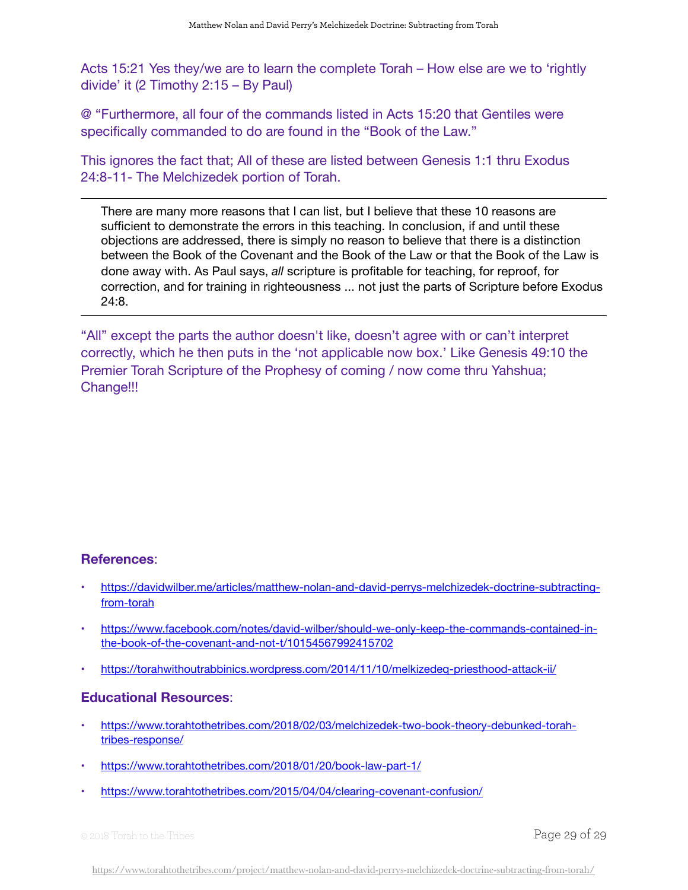Acts 15:21 Yes they/we are to learn the complete Torah – How else are we to 'rightly divide' it (2 Timothy 2:15 – By Paul)

@ "Furthermore, all four of the commands listed in Acts 15:20 that Gentiles were specifically commanded to do are found in the "Book of the Law."

This ignores the fact that; All of these are listed between Genesis 1:1 thru Exodus 24:8-11- The Melchizedek portion of Torah.

---

> There are many more reasons that I can list, but I believe that these 10 reasons are sufficient to demonstrate the errors in this teaching. In conclusion, if and until these objections are addressed, there is simply no reason to believe that there is a distinction between the Book of the Covenant and the Book of the Law or that the Book of the Law is done away with. As Paul says, *all* scripture is profitable for teaching, for reproof, for correction, and for training in righteousness ... not just the parts of Scripture before Exodus 24:8.

---

"All" except the parts the author doesn't like, doesn't agree with or can't interpret correctly, which he then puts in the 'not applicable now box.' Like Genesis 49:10 the Premier Torah Scripture of the Prophesy of coming / now come thru Yahshua; Change!!!

**References**:

- https://davidwilber.me/articles/matthew-nolan-and-david-perrys-melchizedek-doctrine-subtracting-from-torah
- https://www.facebook.com/notes/david-wilber/should-we-only-keep-the-commands-contained-in-the-book-of-the-covenant-and-not-t/10154567992415702
- https://torahwithoutrabbinics.wordpress.com/2014/11/10/melkizedeq-priesthood-attack-ii/

**Educational Resources**:

- https://www.torahtothetribes.com/2018/02/03/melchizedek-two-book-theory-debunked-torah-tribes-response/
- https://www.torahtothetribes.com/2018/01/20/book-law-part-1/
- https://www.torahtothetribes.com/2015/04/04/clearing-covenant-confusion/